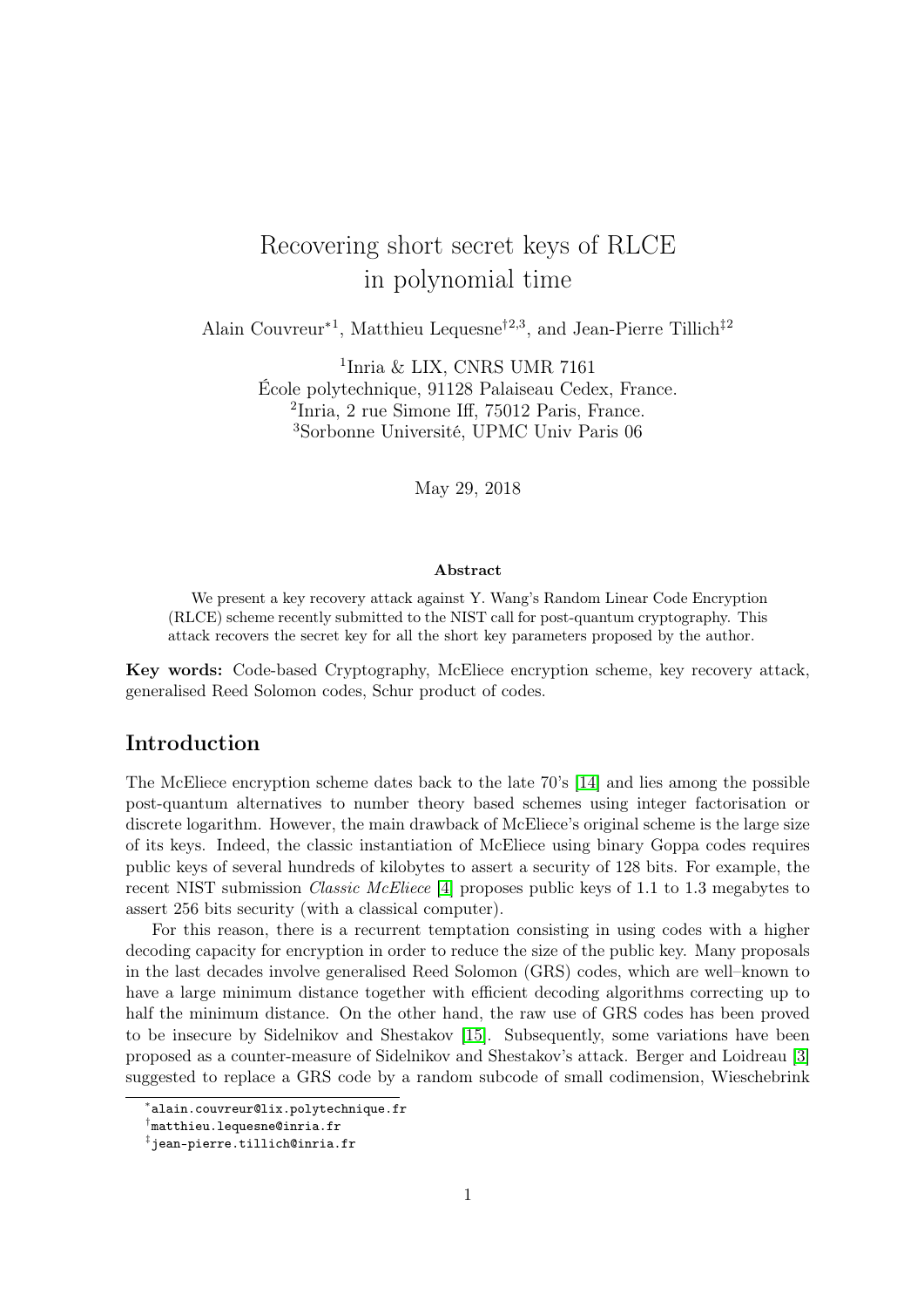# Recovering short secret keys of RLCE in polynomial time

Alain Couvreur*[1], Matthieu Lequesne†[2,3], and Jean-Pierre Tillich‡[2]

[1]Inria & LIX, CNRS UMR 7161
École polytechnique, 91128 Palaiseau Cedex, France.
[2]Inria, 2 rue Simone Iff, 75012 Paris, France.
[3]Sorbonne Université, UPMC Univ Paris 06

May 29, 2018

**Abstract**

We present a key recovery attack against Y. Wang's Random Linear Code Encryption (RLCE) scheme recently submitted to the NIST call for post-quantum cryptography. This attack recovers the secret key for all the short key parameters proposed by the author.

**Key words:** Code-based Cryptography, McEliece encryption scheme, key recovery attack, generalised Reed Solomon codes, Schur product of codes.

## Introduction

The McEliece encryption scheme dates back to the late 70's [14] and lies among the possible post-quantum alternatives to number theory based schemes using integer factorisation or discrete logarithm. However, the main drawback of McEliece's original scheme is the large size of its keys. Indeed, the classic instantiation of McEliece using binary Goppa codes requires public keys of several hundreds of kilobytes to assert a security of 128 bits. For example, the recent NIST submission *Classic McEliece* [4] proposes public keys of 1.1 to 1.3 megabytes to assert 256 bits security (with a classical computer).

For this reason, there is a recurrent temptation consisting in using codes with a higher decoding capacity for encryption in order to reduce the size of the public key. Many proposals in the last decades involve generalised Reed Solomon (GRS) codes, which are well–known to have a large minimum distance together with efficient decoding algorithms correcting up to half the minimum distance. On the other hand, the raw use of GRS codes has been proved to be insecure by Sidelnikov and Shestakov [15]. Subsequently, some variations have been proposed as a counter-measure of Sidelnikov and Shestakov's attack. Berger and Loidreau [3] suggested to replace a GRS code by a random subcode of small codimension, Wieschebrink

---

*alain.couvreur@lix.polytechnique.fr

†matthieu.lequesne@inria.fr

‡jean-pierre.tillich@inria.fr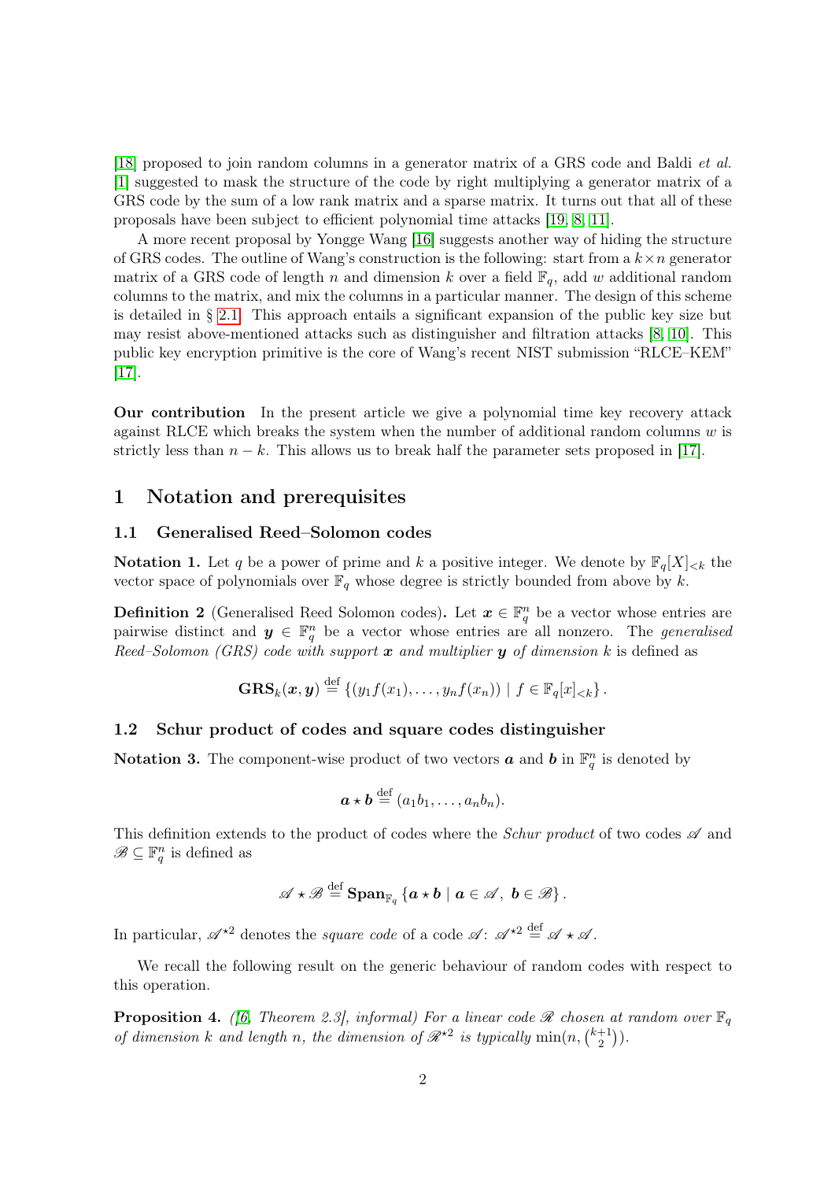[18] proposed to join random columns in a generator matrix of a GRS code and Baldi *et al.* [1] suggested to mask the structure of the code by right multiplying a generator matrix of a GRS code by the sum of a low rank matrix and a sparse matrix. It turns out that all of these proposals have been subject to efficient polynomial time attacks [19, 8, 11].

A more recent proposal by Yongge Wang [16] suggests another way of hiding the structure of GRS codes. The outline of Wang's construction is the following: start from a $k \times n$ generator matrix of a GRS code of length $n$ and dimension $k$ over a field $\mathbb{F}_q$, add $w$ additional random columns to the matrix, and mix the columns in a particular manner. The design of this scheme is detailed in § 2.1. This approach entails a significant expansion of the public key size but may resist above-mentioned attacks such as distinguisher and filtration attacks [8, 10]. This public key encryption primitive is the core of Wang's recent NIST submission "RLCE–KEM" [17].

**Our contribution** In the present article we give a polynomial time key recovery attack against RLCE which breaks the system when the number of additional random columns $w$ is strictly less than $n - k$. This allows us to break half the parameter sets proposed in [17].

# 1 Notation and prerequisites

## 1.1 Generalised Reed–Solomon codes

**Notation 1.** Let $q$ be a power of prime and $k$ a positive integer. We denote by $\mathbb{F}_q[X]_{<k}$ the vector space of polynomials over $\mathbb{F}_q$ whose degree is strictly bounded from above by $k$.

**Definition 2** (Generalised Reed Solomon codes)**.** Let $\boldsymbol{x} \in \mathbb{F}_q^n$ be a vector whose entries are pairwise distinct and $\boldsymbol{y} \in \mathbb{F}_q^n$ be a vector whose entries are all nonzero. The *generalised Reed–Solomon (GRS) code with support $\boldsymbol{x}$ and multiplier $\boldsymbol{y}$ of dimension $k$* is defined as

$$\mathbf{GRS}_k(\boldsymbol{x}, \boldsymbol{y}) \stackrel{\text{def}}{=} \{(y_1 f(x_1), \ldots, y_n f(x_n)) \mid f \in \mathbb{F}_q[x]_{<k}\}.$$

## 1.2 Schur product of codes and square codes distinguisher

**Notation 3.** The component-wise product of two vectors $\boldsymbol{a}$ and $\boldsymbol{b}$ in $\mathbb{F}_q^n$ is denoted by

$$\boldsymbol{a} \star \boldsymbol{b} \stackrel{\text{def}}{=} (a_1 b_1, \ldots, a_n b_n).$$

This definition extends to the product of codes where the *Schur product* of two codes $\mathscr{A}$ and $\mathscr{B} \subseteq \mathbb{F}_q^n$ is defined as

$$\mathscr{A} \star \mathscr{B} \stackrel{\text{def}}{=} \mathbf{Span}_{\mathbb{F}_q} \{\boldsymbol{a} \star \boldsymbol{b} \mid \boldsymbol{a} \in \mathscr{A},\ \boldsymbol{b} \in \mathscr{B}\}.$$

In particular, $\mathscr{A}^{\star 2}$ denotes the *square code* of a code $\mathscr{A}$: $\mathscr{A}^{\star 2} \stackrel{\text{def}}{=} \mathscr{A} \star \mathscr{A}$.

We recall the following result on the generic behaviour of random codes with respect to this operation.

**Proposition 4.** *([6, Theorem 2.3], informal) For a linear code $\mathscr{R}$ chosen at random over $\mathbb{F}_q$ of dimension $k$ and length $n$, the dimension of $\mathscr{R}^{\star 2}$ is typically $\min(n, \binom{k+1}{2})$.*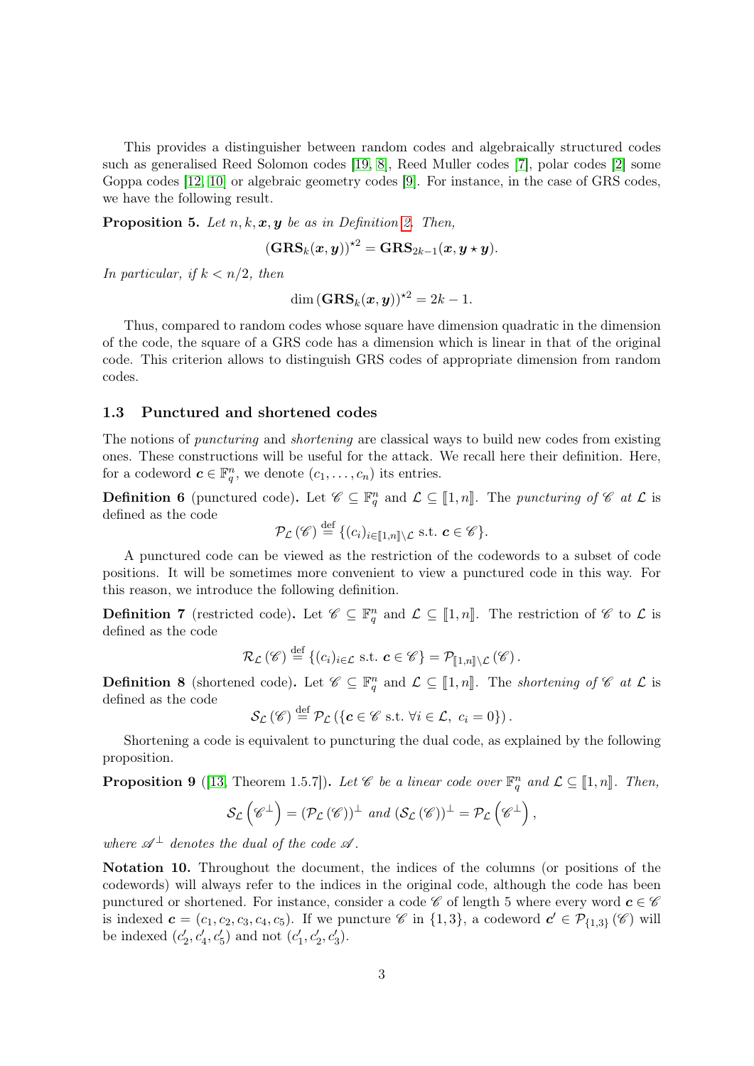This provides a distinguisher between random codes and algebraically structured codes such as generalised Reed Solomon codes [19, 8], Reed Muller codes [7], polar codes [2] some Goppa codes [12, 10] or algebraic geometry codes [9]. For instance, in the case of GRS codes, we have the following result.

**Proposition 5.** *Let $n, k, \boldsymbol{x}, \boldsymbol{y}$ be as in Definition 2. Then,*

$$(\mathbf{GRS}_k(\boldsymbol{x}, \boldsymbol{y}))^{\star 2} = \mathbf{GRS}_{2k-1}(\boldsymbol{x}, \boldsymbol{y} \star \boldsymbol{y}).$$

*In particular, if $k < n/2$, then*

$$\dim (\mathbf{GRS}_k(\boldsymbol{x}, \boldsymbol{y}))^{\star 2} = 2k - 1.$$

Thus, compared to random codes whose square have dimension quadratic in the dimension of the code, the square of a GRS code has a dimension which is linear in that of the original code. This criterion allows to distinguish GRS codes of appropriate dimension from random codes.

### 1.3 Punctured and shortened codes

The notions of *puncturing* and *shortening* are classical ways to build new codes from existing ones. These constructions will be useful for the attack. We recall here their definition. Here, for a codeword $\boldsymbol{c} \in \mathbb{F}_q^n$, we denote $(c_1, \ldots, c_n)$ its entries.

**Definition 6** (punctured code)**.** Let $\mathscr{C} \subseteq \mathbb{F}_q^n$ and $\mathcal{L} \subseteq [\![1, n]\!]$. The *puncturing of $\mathscr{C}$ at $\mathcal{L}$* is defined as the code

$$\mathcal{P}_{\mathcal{L}}(\mathscr{C}) \stackrel{\text{def}}{=} \{(c_i)_{i \in [\![1,n]\!] \setminus \mathcal{L}} \text{ s.t. } \boldsymbol{c} \in \mathscr{C}\}.$$

A punctured code can be viewed as the restriction of the codewords to a subset of code positions. It will be sometimes more convenient to view a punctured code in this way. For this reason, we introduce the following definition.

**Definition 7** (restricted code)**.** Let $\mathscr{C} \subseteq \mathbb{F}_q^n$ and $\mathcal{L} \subseteq [\![1, n]\!]$. The restriction of $\mathscr{C}$ to $\mathcal{L}$ is defined as the code

$$\mathcal{R}_{\mathcal{L}}(\mathscr{C}) \stackrel{\text{def}}{=} \{(c_i)_{i \in \mathcal{L}} \text{ s.t. } \boldsymbol{c} \in \mathscr{C}\} = \mathcal{P}_{[\![1,n]\!] \setminus \mathcal{L}}(\mathscr{C}).$$

**Definition 8** (shortened code)**.** Let $\mathscr{C} \subseteq \mathbb{F}_q^n$ and $\mathcal{L} \subseteq [\![1, n]\!]$. The *shortening of $\mathscr{C}$ at $\mathcal{L}$* is defined as the code

$$\mathcal{S}_{\mathcal{L}}(\mathscr{C}) \stackrel{\text{def}}{=} \mathcal{P}_{\mathcal{L}}(\{\boldsymbol{c} \in \mathscr{C} \text{ s.t. } \forall i \in \mathcal{L},\ c_i = 0\}).$$

Shortening a code is equivalent to puncturing the dual code, as explained by the following proposition.

**Proposition 9** ([13, Theorem 1.5.7])**.** *Let $\mathscr{C}$ be a linear code over $\mathbb{F}_q^n$ and $\mathcal{L} \subseteq [\![1, n]\!]$. Then,*

$$\mathcal{S}_{\mathcal{L}}\left(\mathscr{C}^{\perp}\right) = (\mathcal{P}_{\mathcal{L}}(\mathscr{C}))^{\perp} \text{ and } (\mathcal{S}_{\mathcal{L}}(\mathscr{C}))^{\perp} = \mathcal{P}_{\mathcal{L}}\left(\mathscr{C}^{\perp}\right),$$

*where $\mathscr{A}^{\perp}$ denotes the dual of the code $\mathscr{A}$.*

**Notation 10.** Throughout the document, the indices of the columns (or positions of the codewords) will always refer to the indices in the original code, although the code has been punctured or shortened. For instance, consider a code $\mathscr{C}$ of length 5 where every word $\boldsymbol{c} \in \mathscr{C}$ is indexed $\boldsymbol{c} = (c_1, c_2, c_3, c_4, c_5)$. If we puncture $\mathscr{C}$ in $\{1, 3\}$, a codeword $\boldsymbol{c}' \in \mathcal{P}_{\{1,3\}}(\mathscr{C})$ will be indexed $(c'_2, c'_4, c'_5)$ and not $(c'_1, c'_2, c'_3)$.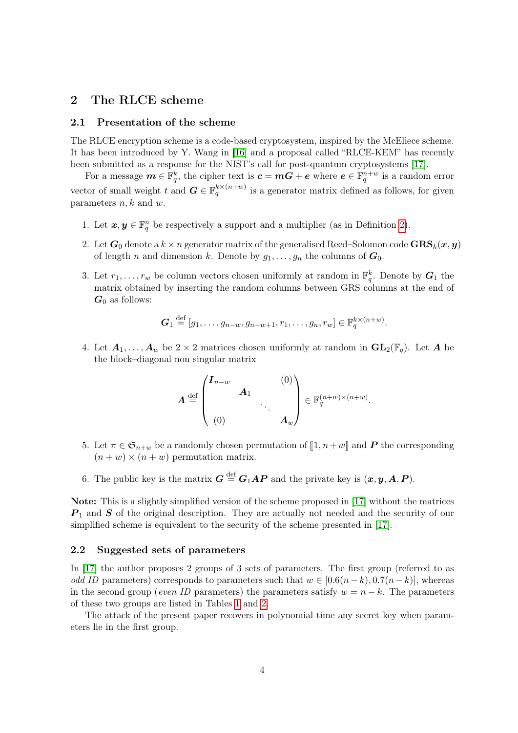## 2 The RLCE scheme

### 2.1 Presentation of the scheme

The RLCE encryption scheme is a code-based cryptosystem, inspired by the McEliece scheme. It has been introduced by Y. Wang in [16] and a proposal called "RLCE-KEM" has recently been submitted as a response for the NIST's call for post-quantum cryptosystems [17].

For a message $\boldsymbol{m} \in \mathbb{F}_q^k$, the cipher text is $\boldsymbol{c} = \boldsymbol{m}\boldsymbol{G} + \boldsymbol{e}$ where $\boldsymbol{e} \in \mathbb{F}_q^{n+w}$ is a random error vector of small weight $t$ and $\boldsymbol{G} \in \mathbb{F}_q^{k \times (n+w)}$ is a generator matrix defined as follows, for given parameters $n, k$ and $w$.

1. Let $\boldsymbol{x}, \boldsymbol{y} \in \mathbb{F}_q^n$ be respectively a support and a multiplier (as in Definition 2).
2. Let $\boldsymbol{G}_0$ denote a $k \times n$ generator matrix of the generalised Reed–Solomon code $\mathbf{GRS}_k(\boldsymbol{x}, \boldsymbol{y})$ of length $n$ and dimension $k$. Denote by $g_1, \ldots, g_n$ the columns of $\boldsymbol{G}_0$.
3. Let $r_1, \ldots, r_w$ be column vectors chosen uniformly at random in $\mathbb{F}_q^k$. Denote by $\boldsymbol{G}_1$ the matrix obtained by inserting the random columns between GRS columns at the end of $\boldsymbol{G}_0$ as follows:
$$\boldsymbol{G}_1 \stackrel{\text{def}}{=} [g_1, \ldots, g_{n-w}, g_{n-w+1}, r_1, \ldots, g_n, r_w] \in \mathbb{F}_q^{k \times (n+w)}.$$
4. Let $\boldsymbol{A}_1, \ldots, \boldsymbol{A}_w$ be $2 \times 2$ matrices chosen uniformly at random in $\mathbf{GL}_2(\mathbb{F}_q)$. Let $\boldsymbol{A}$ be the block–diagonal non singular matrix
$$\boldsymbol{A} \stackrel{\text{def}}{=} \begin{pmatrix} \boldsymbol{I}_{n-w} & & & (0) \\ & \boldsymbol{A}_1 & & \\ & & \ddots & \\ (0) & & & \boldsymbol{A}_w \end{pmatrix} \in \mathbb{F}_q^{(n+w) \times (n+w)}.$$
5. Let $\pi \in \mathfrak{S}_{n+w}$ be a randomly chosen permutation of $[\![1, n+w]\!]$ and $\boldsymbol{P}$ the corresponding $(n+w) \times (n+w)$ permutation matrix.
6. The public key is the matrix $\boldsymbol{G} \stackrel{\text{def}}{=} \boldsymbol{G}_1 \boldsymbol{A} \boldsymbol{P}$ and the private key is $(\boldsymbol{x}, \boldsymbol{y}, \boldsymbol{A}, \boldsymbol{P})$.

**Note:** This is a slightly simplified version of the scheme proposed in [17] without the matrices $\boldsymbol{P}_1$ and $\boldsymbol{S}$ of the original description. They are actually not needed and the security of our simplified scheme is equivalent to the security of the scheme presented in [17].

### 2.2 Suggested sets of parameters

In [17] the author proposes 2 groups of 3 sets of parameters. The first group (referred to as *odd ID* parameters) corresponds to parameters such that $w \in [0.6(n-k), 0.7(n-k)]$, whereas in the second group (*even ID* parameters) the parameters satisfy $w = n - k$. The parameters of these two groups are listed in Tables 1 and 2.

The attack of the present paper recovers in polynomial time any secret key when parameters lie in the first group.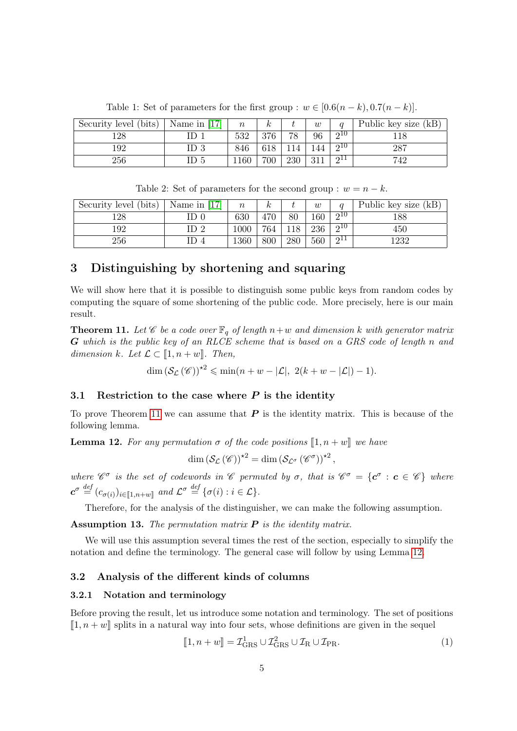Table 1: Set of parameters for the first group : $w \in [0.6(n-k), 0.7(n-k)]$.

| Security level (bits) | Name in [17] | $n$ | $k$ | $t$ | $w$ | $q$ | Public key size (kB) |
|---|---|---|---|---|---|---|---|
| 128 | ID 1 | 532 | 376 | 78 | 96 | $2^{10}$ | 118 |
| 192 | ID 3 | 846 | 618 | 114 | 144 | $2^{10}$ | 287 |
| 256 | ID 5 | 1160 | 700 | 230 | 311 | $2^{11}$ | 742 |

Table 2: Set of parameters for the second group : $w = n - k$.

| Security level (bits) | Name in [17] | $n$ | $k$ | $t$ | $w$ | $q$ | Public key size (kB) |
|---|---|---|---|---|---|---|---|
| 128 | ID 0 | 630 | 470 | 80 | 160 | $2^{10}$ | 188 |
| 192 | ID 2 | 1000 | 764 | 118 | 236 | $2^{10}$ | 450 |
| 256 | ID 4 | 1360 | 800 | 280 | 560 | $2^{11}$ | 1232 |

## 3 Distinguishing by shortening and squaring

We will show here that it is possible to distinguish some public keys from random codes by computing the square of some shortening of the public code. More precisely, here is our main result.

**Theorem 11.** *Let $\mathscr{C}$ be a code over $\mathbb{F}_q$ of length $n+w$ and dimension $k$ with generator matrix $\boldsymbol{G}$ which is the public key of an RLCE scheme that is based on a GRS code of length $n$ and dimension $k$. Let $\mathcal{L} \subset [\![1, n+w]\!]$. Then,*

$$\dim \left(\mathcal{S}_{\mathcal{L}}\left(\mathscr{C}\right)\right)^{\star 2} \leqslant \min(n+w-|\mathcal{L}|,\ 2(k+w-|\mathcal{L}|)-1).$$

### 3.1 Restriction to the case where $\boldsymbol{P}$ is the identity

To prove Theorem 11 we can assume that $\boldsymbol{P}$ is the identity matrix. This is because of the following lemma.

**Lemma 12.** *For any permutation $\sigma$ of the code positions $[\![1, n+w]\!]$ we have*

$$\dim \left(\mathcal{S}_{\mathcal{L}}\left(\mathscr{C}\right)\right)^{\star 2} = \dim \left(\mathcal{S}_{\mathcal{L}^\sigma}\left(\mathscr{C}^\sigma\right)\right)^{\star 2},$$

*where $\mathscr{C}^\sigma$ is the set of codewords in $\mathscr{C}$ permuted by $\sigma$, that is $\mathscr{C}^\sigma = \{\boldsymbol{c}^\sigma : \boldsymbol{c} \in \mathscr{C}\}$ where $\boldsymbol{c}^\sigma \stackrel{def}{=} (c_{\sigma(i)})_{i \in [\![1,n+w]\!]}$ and $\mathcal{L}^\sigma \stackrel{def}{=} \{\sigma(i) : i \in \mathcal{L}\}$.*

Therefore, for the analysis of the distinguisher, we can make the following assumption.

**Assumption 13.** *The permutation matrix $\boldsymbol{P}$ is the identity matrix.*

We will use this assumption several times the rest of the section, especially to simplify the notation and define the terminology. The general case will follow by using Lemma 12.

### 3.2 Analysis of the different kinds of columns

#### 3.2.1 Notation and terminology

Before proving the result, let us introduce some notation and terminology. The set of positions $[\![1, n+w]\!]$ splits in a natural way into four sets, whose definitions are given in the sequel

$$[\![1, n+w]\!] = \mathcal{I}_{\text{GRS}}^1 \cup \mathcal{I}_{\text{GRS}}^2 \cup \mathcal{I}_{\text{R}} \cup \mathcal{I}_{\text{PR}}. \tag{1}$$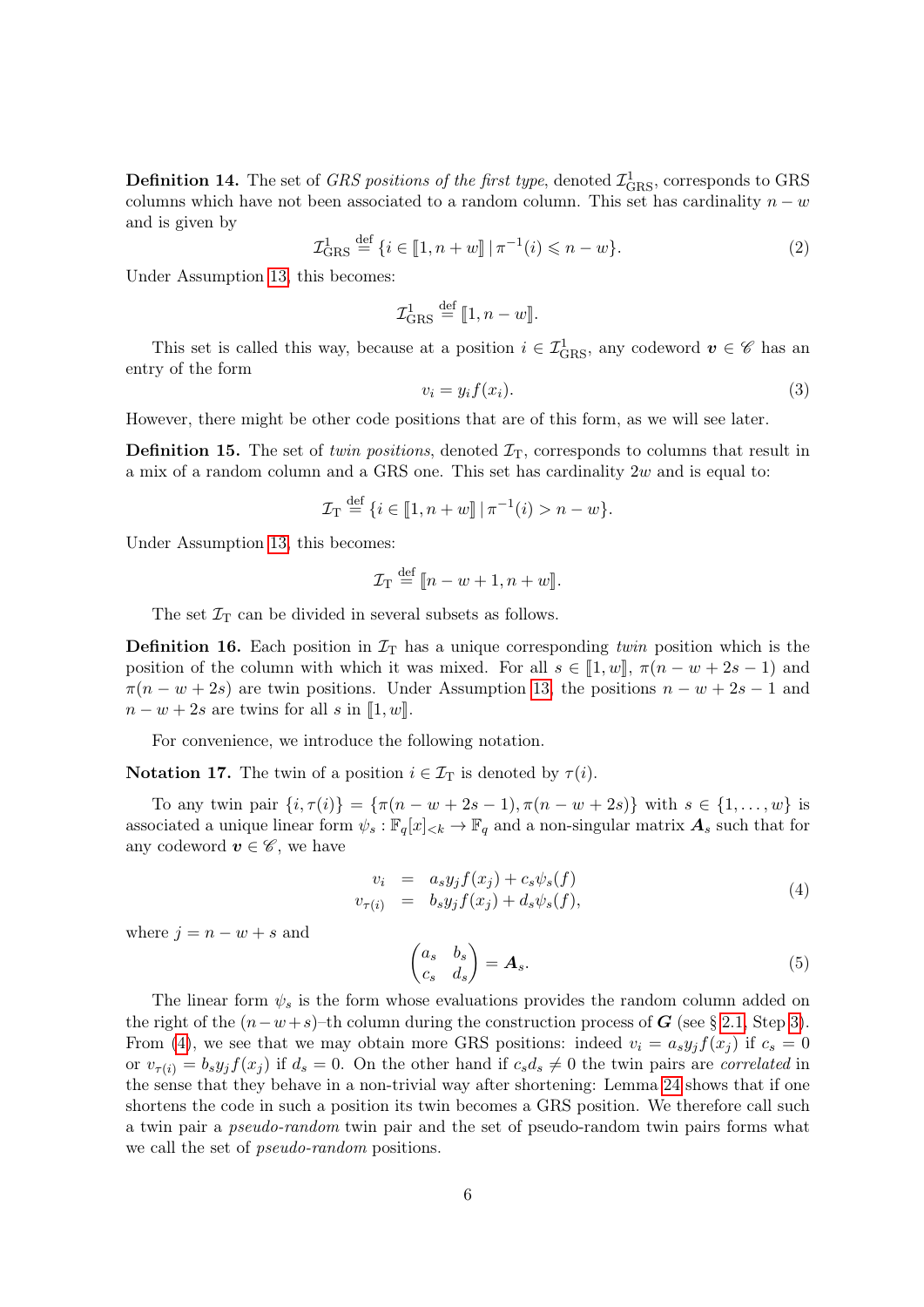**Definition 14.** The set of *GRS positions of the first type*, denoted $\mathcal{I}^1_{\mathrm{GRS}}$, corresponds to GRS columns which have not been associated to a random column. This set has cardinality $n-w$ and is given by

$$\mathcal{I}^1_{\mathrm{GRS}} \stackrel{\text{def}}{=} \{i \in [\![1, n+w]\!] \mid \pi^{-1}(i) \leqslant n-w\}. \tag{2}$$

Under Assumption 13, this becomes:

$$\mathcal{I}^1_{\mathrm{GRS}} \stackrel{\text{def}}{=} [\![1, n-w]\!].$$

This set is called this way, because at a position $i \in \mathcal{I}^1_{\mathrm{GRS}}$, any codeword $\boldsymbol{v} \in \mathscr{C}$ has an entry of the form

$$v_i = y_i f(x_i). \tag{3}$$

However, there might be other code positions that are of this form, as we will see later.

**Definition 15.** The set of *twin positions*, denoted $\mathcal{I}_{\mathrm{T}}$, corresponds to columns that result in a mix of a random column and a GRS one. This set has cardinality $2w$ and is equal to:

$$\mathcal{I}_{\mathrm{T}} \stackrel{\text{def}}{=} \{i \in [\![1, n+w]\!] \mid \pi^{-1}(i) > n-w\}.$$

Under Assumption 13, this becomes:

$$\mathcal{I}_{\mathrm{T}} \stackrel{\text{def}}{=} [\![n-w+1, n+w]\!].$$

The set $\mathcal{I}_{\mathrm{T}}$ can be divided in several subsets as follows.

**Definition 16.** Each position in $\mathcal{I}_{\mathrm{T}}$ has a unique corresponding *twin* position which is the position of the column with which it was mixed. For all $s \in [\![1, w]\!]$, $\pi(n-w+2s-1)$ and $\pi(n-w+2s)$ are twin positions. Under Assumption 13, the positions $n-w+2s-1$ and $n-w+2s$ are twins for all $s$ in $[\![1, w]\!]$.

For convenience, we introduce the following notation.

**Notation 17.** The twin of a position $i \in \mathcal{I}_{\mathrm{T}}$ is denoted by $\tau(i)$.

To any twin pair $\{i, \tau(i)\} = \{\pi(n-w+2s-1), \pi(n-w+2s)\}$ with $s \in \{1, \dots, w\}$ is associated a unique linear form $\psi_s : \mathbb{F}_q[x]_{<k} \to \mathbb{F}_q$ and a non-singular matrix $\boldsymbol{A}_s$ such that for any codeword $\boldsymbol{v} \in \mathscr{C}$, we have

$$\begin{array}{rcl} v_i & = & a_s y_j f(x_j) + c_s \psi_s(f) \\ v_{\tau(i)} & = & b_s y_j f(x_j) + d_s \psi_s(f), \end{array} \tag{4}$$

where $j = n-w+s$ and

$$\begin{pmatrix} a_s & b_s \\ c_s & d_s \end{pmatrix} = \boldsymbol{A}_s. \tag{5}$$

The linear form $\psi_s$ is the form whose evaluations provides the random column added on the right of the $(n-w+s)$–th column during the construction process of $\boldsymbol{G}$ (see § 2.1, Step 3). From (4), we see that we may obtain more GRS positions: indeed $v_i = a_s y_j f(x_j)$ if $c_s = 0$ or $v_{\tau(i)} = b_s y_j f(x_j)$ if $d_s = 0$. On the other hand if $c_s d_s \neq 0$ the twin pairs are *correlated* in the sense that they behave in a non-trivial way after shortening: Lemma 24 shows that if one shortens the code in such a position its twin becomes a GRS position. We therefore call such a twin pair a *pseudo-random* twin pair and the set of pseudo-random twin pairs forms what we call the set of *pseudo-random* positions.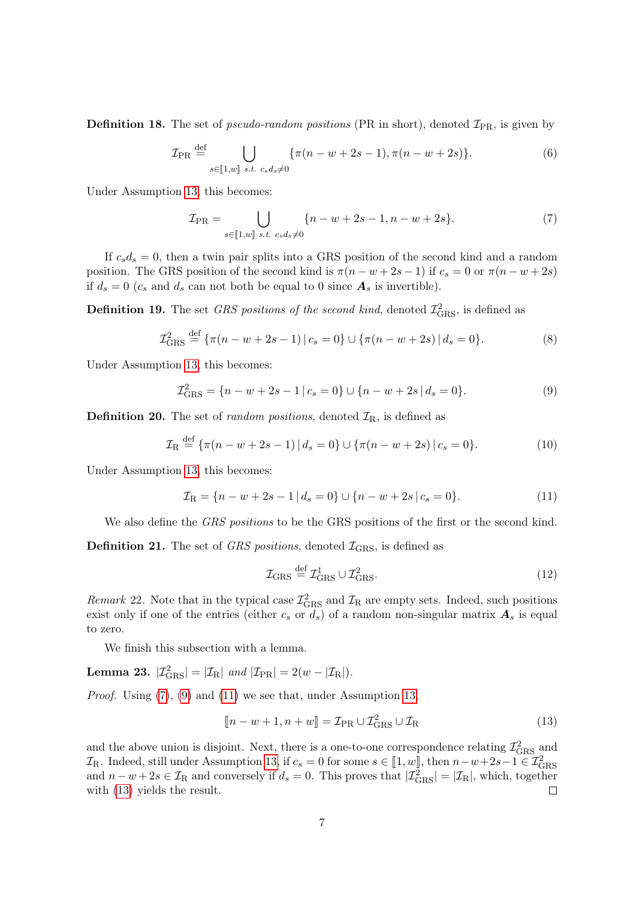**Definition 18.** The set of *pseudo-random positions* (PR in short), denoted $\mathcal{I}_{\mathrm{PR}}$, is given by

$$\mathcal{I}_{\mathrm{PR}} \stackrel{\mathrm{def}}{=} \bigcup_{s \in [\![1,w]\!] \text{ s.t. } c_s d_s \neq 0} \{\pi(n-w+2s-1), \pi(n-w+2s)\}. \tag{6}$$

Under Assumption 13, this becomes:

$$\mathcal{I}_{\mathrm{PR}} = \bigcup_{s \in [\![1,w]\!] \text{ s.t. } c_s d_s \neq 0} \{n-w+2s-1, n-w+2s\}. \tag{7}$$

If $c_s d_s = 0$, then a twin pair splits into a GRS position of the second kind and a random position. The GRS position of the second kind is $\pi(n-w+2s-1)$ if $c_s = 0$ or $\pi(n-w+2s)$ if $d_s = 0$ ($c_s$ and $d_s$ can not both be equal to 0 since $\boldsymbol{A}_s$ is invertible).

**Definition 19.** The set *GRS positions of the second kind*, denoted $\mathcal{I}^2_{\mathrm{GRS}}$, is defined as

$$\mathcal{I}^2_{\mathrm{GRS}} \stackrel{\mathrm{def}}{=} \{\pi(n-w+2s-1) \,|\, c_s = 0\} \cup \{\pi(n-w+2s) \,|\, d_s = 0\}. \tag{8}$$

Under Assumption 13, this becomes:

$$\mathcal{I}^2_{\mathrm{GRS}} = \{n-w+2s-1 \,|\, c_s = 0\} \cup \{n-w+2s \,|\, d_s = 0\}. \tag{9}$$

**Definition 20.** The set of *random positions*, denoted $\mathcal{I}_{\mathrm{R}}$, is defined as

$$\mathcal{I}_{\mathrm{R}} \stackrel{\mathrm{def}}{=} \{\pi(n-w+2s-1) \,|\, d_s = 0\} \cup \{\pi(n-w+2s) \,|\, c_s = 0\}. \tag{10}$$

Under Assumption 13, this becomes:

$$\mathcal{I}_{\mathrm{R}} = \{n-w+2s-1 \,|\, d_s = 0\} \cup \{n-w+2s \,|\, c_s = 0\}. \tag{11}$$

We also define the *GRS positions* to be the GRS positions of the first or the second kind.

**Definition 21.** The set of *GRS positions*, denoted $\mathcal{I}_{\mathrm{GRS}}$, is defined as

$$\mathcal{I}_{\mathrm{GRS}} \stackrel{\mathrm{def}}{=} \mathcal{I}^1_{\mathrm{GRS}} \cup \mathcal{I}^2_{\mathrm{GRS}}. \tag{12}$$

*Remark* 22. Note that in the typical case $\mathcal{I}^2_{\mathrm{GRS}}$ and $\mathcal{I}_{\mathrm{R}}$ are empty sets. Indeed, such positions exist only if one of the entries (either $c_s$ or $d_s$) of a random non-singular matrix $\boldsymbol{A}_s$ is equal to zero.

We finish this subsection with a lemma.

**Lemma 23.** *$|\mathcal{I}^2_{\mathrm{GRS}}| = |\mathcal{I}_{\mathrm{R}}|$ and $|\mathcal{I}_{\mathrm{PR}}| = 2(w - |\mathcal{I}_{\mathrm{R}}|)$.*

*Proof.* Using (7), (9) and (11) we see that, under Assumption 13,

$$[\![n-w+1, n+w]\!] = \mathcal{I}_{\mathrm{PR}} \cup \mathcal{I}^2_{\mathrm{GRS}} \cup \mathcal{I}_{\mathrm{R}} \tag{13}$$

and the above union is disjoint. Next, there is a one-to-one correspondence relating $\mathcal{I}^2_{\mathrm{GRS}}$ and $\mathcal{I}_{\mathrm{R}}$. Indeed, still under Assumption 13, if $c_s = 0$ for some $s \in [\![1, w]\!]$, then $n-w+2s-1 \in \mathcal{I}^2_{\mathrm{GRS}}$ and $n-w+2s \in \mathcal{I}_{\mathrm{R}}$ and conversely if $d_s = 0$. This proves that $|\mathcal{I}^2_{\mathrm{GRS}}| = |\mathcal{I}_{\mathrm{R}}|$, which, together with (13) yields the result. $\square$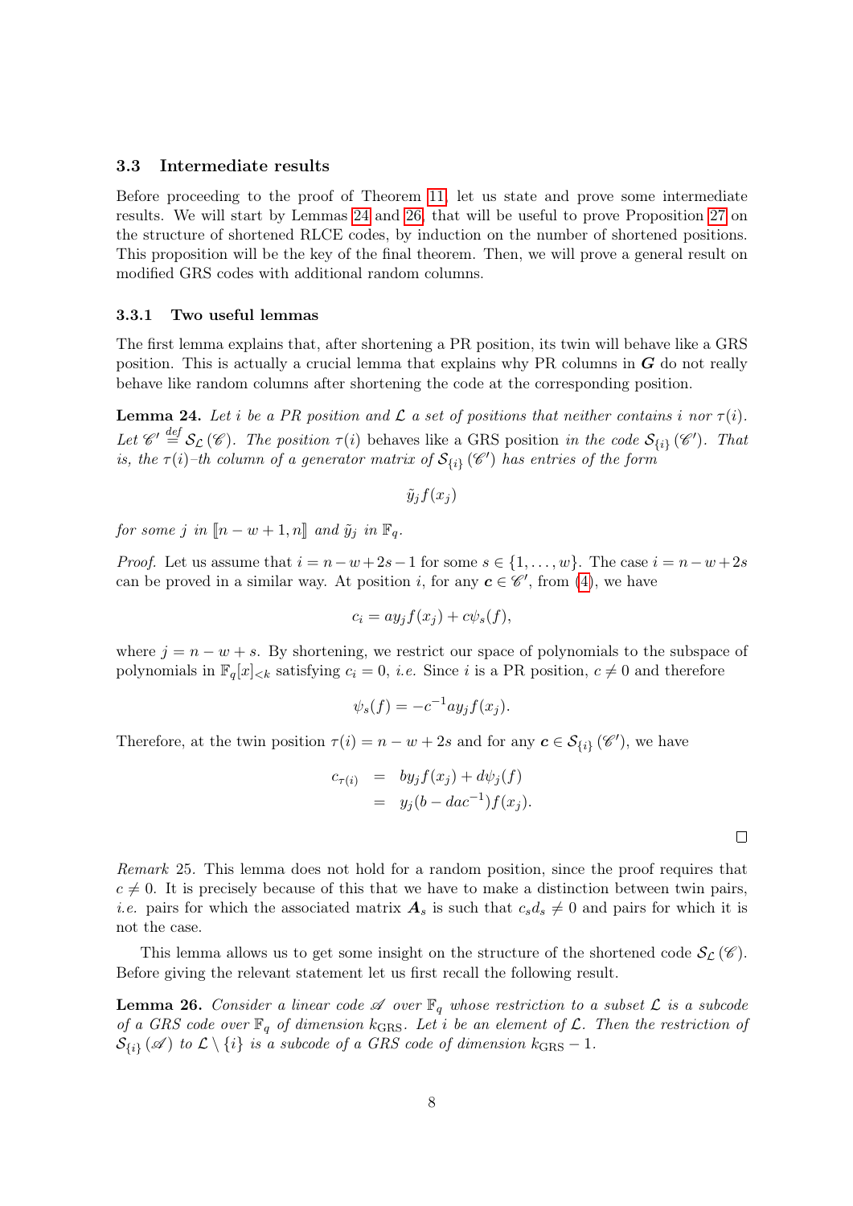### 3.3 Intermediate results

Before proceeding to the proof of Theorem 11, let us state and prove some intermediate results. We will start by Lemmas 24 and 26, that will be useful to prove Proposition 27 on the structure of shortened RLCE codes, by induction on the number of shortened positions. This proposition will be the key of the final theorem. Then, we will prove a general result on modified GRS codes with additional random columns.

#### 3.3.1 Two useful lemmas

The first lemma explains that, after shortening a PR position, its twin will behave like a GRS position. This is actually a crucial lemma that explains why PR columns in $\boldsymbol{G}$ do not really behave like random columns after shortening the code at the corresponding position.

**Lemma 24.** *Let $i$ be a PR position and $\mathcal{L}$ a set of positions that neither contains $i$ nor $\tau(i)$. Let $\mathscr{C}' \stackrel{def}{=} \mathcal{S}_{\mathcal{L}}(\mathscr{C})$. The position $\tau(i)$* behaves like a GRS position *in the code $\mathcal{S}_{\{i\}}(\mathscr{C}')$. That is, the $\tau(i)$–th column of a generator matrix of $\mathcal{S}_{\{i\}}(\mathscr{C}')$ has entries of the form*

$$\tilde{y}_j f(x_j)$$

*for some $j$ in $[\![n-w+1, n]\!]$ and $\tilde{y}_j$ in $\mathbb{F}_q$.*

*Proof.* Let us assume that $i = n-w+2s-1$ for some $s \in \{1, \ldots, w\}$. The case $i = n-w+2s$ can be proved in a similar way. At position $i$, for any $\boldsymbol{c} \in \mathscr{C}'$, from (4), we have

$$c_i = ay_j f(x_j) + c\psi_s(f),$$

where $j = n-w+s$. By shortening, we restrict our space of polynomials to the subspace of polynomials in $\mathbb{F}_q[x]_{<k}$ satisfying $c_i = 0$, *i.e.* Since $i$ is a PR position, $c \neq 0$ and therefore

$$\psi_s(f) = -c^{-1}ay_j f(x_j).$$

Therefore, at the twin position $\tau(i) = n-w+2s$ and for any $\boldsymbol{c} \in \mathcal{S}_{\{i\}}(\mathscr{C}')$, we have

$$\begin{aligned} c_{\tau(i)} &= by_j f(x_j) + d\psi_j(f) \\ &= y_j(b - dac^{-1})f(x_j). \end{aligned}$$

□

*Remark* 25. This lemma does not hold for a random position, since the proof requires that $c \neq 0$. It is precisely because of this that we have to make a distinction between twin pairs, *i.e.* pairs for which the associated matrix $\boldsymbol{A}_s$ is such that $c_s d_s \neq 0$ and pairs for which it is not the case.

This lemma allows us to get some insight on the structure of the shortened code $\mathcal{S}_{\mathcal{L}}(\mathscr{C})$. Before giving the relevant statement let us first recall the following result.

**Lemma 26.** *Consider a linear code $\mathscr{A}$ over $\mathbb{F}_q$ whose restriction to a subset $\mathcal{L}$ is a subcode of a GRS code over $\mathbb{F}_q$ of dimension $k_{\text{GRS}}$. Let $i$ be an element of $\mathcal{L}$. Then the restriction of $\mathcal{S}_{\{i\}}(\mathscr{A})$ to $\mathcal{L} \setminus \{i\}$ is a subcode of a GRS code of dimension $k_{\text{GRS}} - 1$.*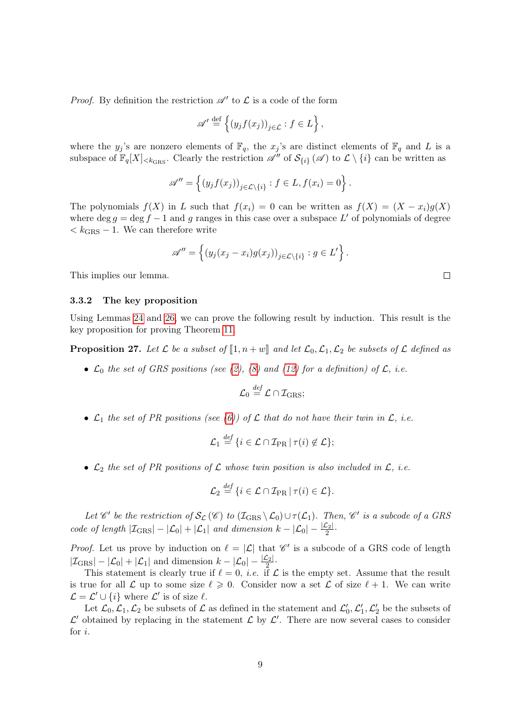*Proof.* By definition the restriction $\mathscr{A}'$ to $\mathcal{L}$ is a code of the form

$$\mathscr{A}' \stackrel{\text{def}}{=} \left\{ (y_j f(x_j))_{j \in \mathcal{L}} : f \in L \right\},$$

where the $y_j$'s are nonzero elements of $\mathbb{F}_q$, the $x_j$'s are distinct elements of $\mathbb{F}_q$ and $L$ is a subspace of $\mathbb{F}_q[X]_{<k_{\text{GRS}}}$. Clearly the restriction $\mathscr{A}''$ of $\mathcal{S}_{\{i\}}(\mathscr{A})$ to $\mathcal{L} \setminus \{i\}$ can be written as

$$\mathscr{A}'' = \left\{ (y_j f(x_j))_{j \in \mathcal{L} \setminus \{i\}} : f \in L, f(x_i) = 0 \right\}.$$

The polynomials $f(X)$ in $L$ such that $f(x_i) = 0$ can be written as $f(X) = (X - x_i)g(X)$ where $\deg g = \deg f - 1$ and $g$ ranges in this case over a subspace $L'$ of polynomials of degree $< k_{\text{GRS}} - 1$. We can therefore write

$$\mathscr{A}'' = \left\{ (y_j (x_j - x_i) g(x_j))_{j \in \mathcal{L} \setminus \{i\}} : g \in L' \right\}.$$

This implies our lemma. $\square$

### 3.3.2 The key proposition

Using Lemmas 24 and 26, we can prove the following result by induction. This result is the key proposition for proving Theorem 11.

**Proposition 27.** *Let $\mathcal{L}$ be a subset of $[\![1, n + w]\!]$ and let $\mathcal{L}_0, \mathcal{L}_1, \mathcal{L}_2$ be subsets of $\mathcal{L}$ defined as*

- *$\mathcal{L}_0$ the set of GRS positions (see (2), (8) and (12) for a definition) of $\mathcal{L}$, i.e.*

$$\mathcal{L}_0 \stackrel{\text{def}}{=} \mathcal{L} \cap \mathcal{I}_{\text{GRS}};$$

- *$\mathcal{L}_1$ the set of PR positions (see (6)) of $\mathcal{L}$ that do not have their twin in $\mathcal{L}$, i.e.*

$$\mathcal{L}_1 \stackrel{\text{def}}{=} \{ i \in \mathcal{L} \cap \mathcal{I}_{\text{PR}} \mid \tau(i) \notin \mathcal{L} \};$$

- *$\mathcal{L}_2$ the set of PR positions of $\mathcal{L}$ whose twin position is also included in $\mathcal{L}$, i.e.*

$$\mathcal{L}_2 \stackrel{\text{def}}{=} \{ i \in \mathcal{L} \cap \mathcal{I}_{\text{PR}} \mid \tau(i) \in \mathcal{L} \}.$$

*Let $\mathscr{C}'$ be the restriction of $\mathcal{S}_{\mathcal{L}}(\mathscr{C})$ to $(\mathcal{I}_{\text{GRS}} \setminus \mathcal{L}_0) \cup \tau(\mathcal{L}_1)$. Then, $\mathscr{C}'$ is a subcode of a GRS code of length $|\mathcal{I}_{\text{GRS}}| - |\mathcal{L}_0| + |\mathcal{L}_1|$ and dimension $k - |\mathcal{L}_0| - \frac{|\mathcal{L}_2|}{2}$.*

*Proof.* Let us prove by induction on $\ell = |\mathcal{L}|$ that $\mathscr{C}'$ is a subcode of a GRS code of length $|\mathcal{I}_{\text{GRS}}| - |\mathcal{L}_0| + |\mathcal{L}_1|$ and dimension $k - |\mathcal{L}_0| - \frac{|\mathcal{L}_2|}{2}$.

This statement is clearly true if $\ell = 0$, *i.e.* if $\mathcal{L}$ is the empty set. Assume that the result is true for all $\mathcal{L}$ up to some size $\ell \geqslant 0$. Consider now a set $\mathcal{L}$ of size $\ell + 1$. We can write $\mathcal{L} = \mathcal{L}' \cup \{i\}$ where $\mathcal{L}'$ is of size $\ell$.

Let $\mathcal{L}_0, \mathcal{L}_1, \mathcal{L}_2$ be subsets of $\mathcal{L}$ as defined in the statement and $\mathcal{L}'_0, \mathcal{L}'_1, \mathcal{L}'_2$ be the subsets of $\mathcal{L}'$ obtained by replacing in the statement $\mathcal{L}$ by $\mathcal{L}'$. There are now several cases to consider for $i$.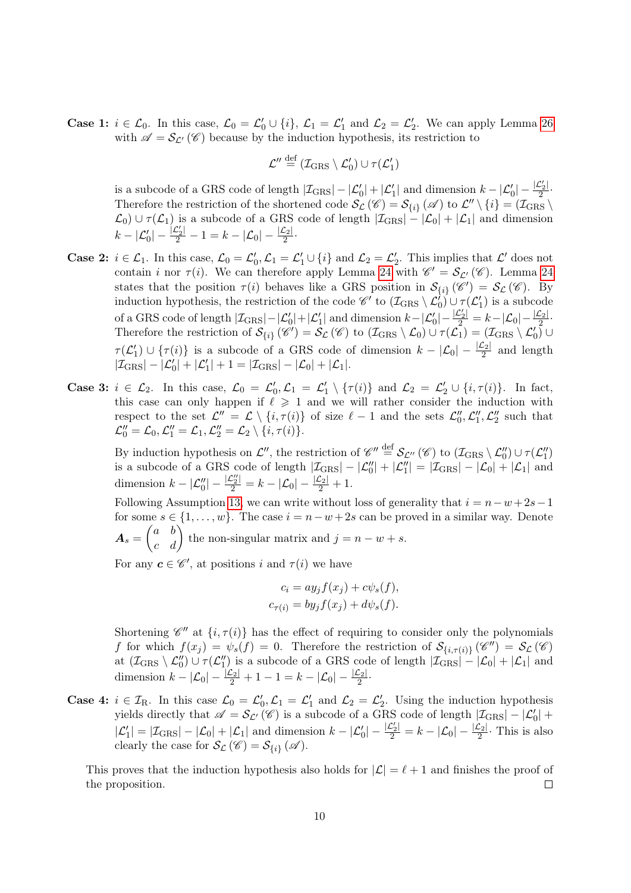**Case 1:** $i \in \mathcal{L}_0$. In this case, $\mathcal{L}_0 = \mathcal{L}_0' \cup \{i\}$, $\mathcal{L}_1 = \mathcal{L}_1'$ and $\mathcal{L}_2 = \mathcal{L}_2'$. We can apply Lemma 26 with $\mathscr{A} = \mathcal{S}_{\mathcal{L}'}(\mathscr{C})$ because by the induction hypothesis, its restriction to

$$\mathcal{L}'' \stackrel{\text{def}}{=} (\mathcal{I}_{\text{GRS}} \setminus \mathcal{L}_0') \cup \tau(\mathcal{L}_1')$$

is a subcode of a GRS code of length $|\mathcal{I}_{\text{GRS}}| - |\mathcal{L}_0'| + |\mathcal{L}_1'|$ and dimension $k - |\mathcal{L}_0'| - \frac{|\mathcal{L}_2'|}{2}$. Therefore the restriction of the shortened code $\mathcal{S}_{\mathcal{L}}(\mathscr{C}) = \mathcal{S}_{\{i\}}(\mathscr{A})$ to $\mathcal{L}'' \setminus \{i\} = (\mathcal{I}_{\text{GRS}} \setminus \mathcal{L}_0) \cup \tau(\mathcal{L}_1)$ is a subcode of a GRS code of length $|\mathcal{I}_{\text{GRS}}| - |\mathcal{L}_0| + |\mathcal{L}_1|$ and dimension $k - |\mathcal{L}_0'| - \frac{|\mathcal{L}_2'|}{2} - 1 = k - |\mathcal{L}_0| - \frac{|\mathcal{L}_2|}{2}$.

**Case 2:** $i \in \mathcal{L}_1$. In this case, $\mathcal{L}_0 = \mathcal{L}_0', \mathcal{L}_1 = \mathcal{L}_1' \cup \{i\}$ and $\mathcal{L}_2 = \mathcal{L}_2'$. This implies that $\mathcal{L}'$ does not contain $i$ nor $\tau(i)$. We can therefore apply Lemma 24 with $\mathscr{C}' = \mathcal{S}_{\mathcal{L}'}(\mathscr{C})$. Lemma 24 states that the position $\tau(i)$ behaves like a GRS position in $\mathcal{S}_{\{i\}}(\mathscr{C}') = \mathcal{S}_{\mathcal{L}}(\mathscr{C})$. By induction hypothesis, the restriction of the code $\mathscr{C}'$ to $(\mathcal{I}_{\text{GRS}} \setminus \mathcal{L}_0') \cup \tau(\mathcal{L}_1')$ is a subcode of a GRS code of length $|\mathcal{I}_{\text{GRS}}| - |\mathcal{L}_0'| + |\mathcal{L}_1'|$ and dimension $k - |\mathcal{L}_0'| - \frac{|\mathcal{L}_2'|}{2} = k - |\mathcal{L}_0| - \frac{|\mathcal{L}_2|}{2}$. Therefore the restriction of $\mathcal{S}_{\{i\}}(\mathscr{C}') = \mathcal{S}_{\mathcal{L}}(\mathscr{C})$ to $(\mathcal{I}_{\text{GRS}} \setminus \mathcal{L}_0) \cup \tau(\mathcal{L}_1) = (\mathcal{I}_{\text{GRS}} \setminus \mathcal{L}_0') \cup \tau(\mathcal{L}_1') \cup \{\tau(i)\}$ is a subcode of a GRS code of dimension $k - |\mathcal{L}_0| - \frac{|\mathcal{L}_2|}{2}$ and length $|\mathcal{I}_{\text{GRS}}| - |\mathcal{L}_0'| + |\mathcal{L}_1'| + 1 = |\mathcal{I}_{\text{GRS}}| - |\mathcal{L}_0| + |\mathcal{L}_1|$.

**Case 3:** $i \in \mathcal{L}_2$. In this case, $\mathcal{L}_0 = \mathcal{L}_0', \mathcal{L}_1 = \mathcal{L}_1' \setminus \{\tau(i)\}$ and $\mathcal{L}_2 = \mathcal{L}_2' \cup \{i, \tau(i)\}$. In fact, this case can only happen if $\ell \geqslant 1$ and we will rather consider the induction with respect to the set $\mathcal{L}'' = \mathcal{L} \setminus \{i, \tau(i)\}$ of size $\ell - 1$ and the sets $\mathcal{L}_0'', \mathcal{L}_1'', \mathcal{L}_2''$ such that $\mathcal{L}_0'' = \mathcal{L}_0, \mathcal{L}_1'' = \mathcal{L}_1, \mathcal{L}_2'' = \mathcal{L}_2 \setminus \{i, \tau(i)\}$.

By induction hypothesis on $\mathcal{L}''$, the restriction of $\mathscr{C}'' \stackrel{\text{def}}{=} \mathcal{S}_{\mathcal{L}''}(\mathscr{C})$ to $(\mathcal{I}_{\text{GRS}} \setminus \mathcal{L}_0'') \cup \tau(\mathcal{L}_1'')$ is a subcode of a GRS code of length $|\mathcal{I}_{\text{GRS}}| - |\mathcal{L}_0''| + |\mathcal{L}_1''| = |\mathcal{I}_{\text{GRS}}| - |\mathcal{L}_0| + |\mathcal{L}_1|$ and dimension $k - |\mathcal{L}_0''| - \frac{|\mathcal{L}_2''|}{2} = k - |\mathcal{L}_0| - \frac{|\mathcal{L}_2|}{2} + 1$.

Following Assumption 13, we can write without loss of generality that $i = n - w + 2s - 1$ for some $s \in \{1, \ldots, w\}$. The case $i = n - w + 2s$ can be proved in a similar way. Denote $\boldsymbol{A}_s = \begin{pmatrix} a & b \\ c & d \end{pmatrix}$ the non-singular matrix and $j = n - w + s$.

For any $\boldsymbol{c} \in \mathscr{C}'$, at positions $i$ and $\tau(i)$ we have

$$c_i = a y_j f(x_j) + c \psi_s(f),$$
$$c_{\tau(i)} = b y_j f(x_j) + d \psi_s(f).$$

Shortening $\mathscr{C}''$ at $\{i, \tau(i)\}$ has the effect of requiring to consider only the polynomials $f$ for which $f(x_j) = \psi_s(f) = 0$. Therefore the restriction of $\mathcal{S}_{\{i,\tau(i)\}}(\mathscr{C}'') = \mathcal{S}_{\mathcal{L}}(\mathscr{C})$ at $(\mathcal{I}_{\text{GRS}} \setminus \mathcal{L}_0'') \cup \tau(\mathcal{L}_1'')$ is a subcode of a GRS code of length $|\mathcal{I}_{\text{GRS}}| - |\mathcal{L}_0| + |\mathcal{L}_1|$ and dimension $k - |\mathcal{L}_0| - \frac{|\mathcal{L}_2|}{2} + 1 - 1 = k - |\mathcal{L}_0| - \frac{|\mathcal{L}_2|}{2}$.

**Case 4:** $i \in \mathcal{I}_{\text{R}}$. In this case $\mathcal{L}_0 = \mathcal{L}_0', \mathcal{L}_1 = \mathcal{L}_1'$ and $\mathcal{L}_2 = \mathcal{L}_2'$. Using the induction hypothesis yields directly that $\mathscr{A} = \mathcal{S}_{\mathcal{L}'}(\mathscr{C})$ is a subcode of a GRS code of length $|\mathcal{I}_{\text{GRS}}| - |\mathcal{L}_0'| + |\mathcal{L}_1'| = |\mathcal{I}_{\text{GRS}}| - |\mathcal{L}_0| + |\mathcal{L}_1|$ and dimension $k - |\mathcal{L}_0'| - \frac{|\mathcal{L}_2'|}{2} = k - |\mathcal{L}_0| - \frac{|\mathcal{L}_2|}{2}$. This is also clearly the case for $\mathcal{S}_{\mathcal{L}}(\mathscr{C}) = \mathcal{S}_{\{i\}}(\mathscr{A})$.

This proves that the induction hypothesis also holds for $|\mathcal{L}| = \ell + 1$ and finishes the proof of the proposition. $\square$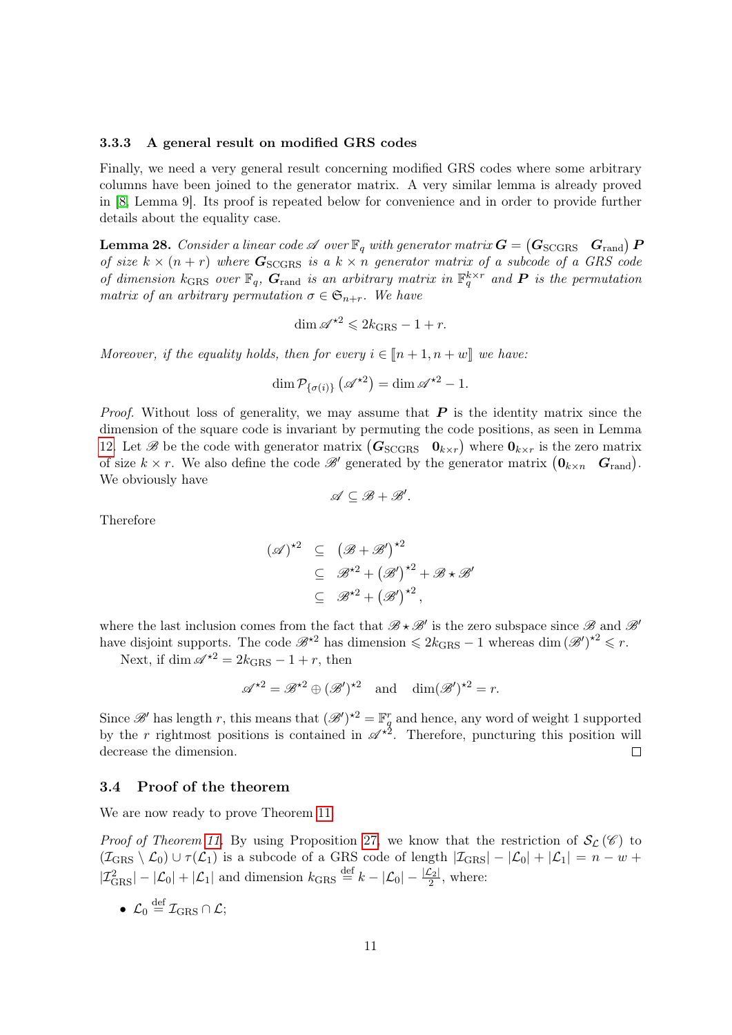### 3.3.3 A general result on modified GRS codes

Finally, we need a very general result concerning modified GRS codes where some arbitrary columns have been joined to the generator matrix. A very similar lemma is already proved in [8, Lemma 9]. Its proof is repeated below for convenience and in order to provide further details about the equality case.

**Lemma 28.** *Consider a linear code $\mathscr{A}$ over $\mathbb{F}_q$ with generator matrix $\boldsymbol{G} = \begin{pmatrix}\boldsymbol{G}_{\text{SCGRS}} & \boldsymbol{G}_{\text{rand}}\end{pmatrix}\boldsymbol{P}$ of size $k \times (n+r)$ where $\boldsymbol{G}_{\text{SCGRS}}$ is a $k \times n$ generator matrix of a subcode of a GRS code of dimension $k_{\text{GRS}}$ over $\mathbb{F}_q$, $\boldsymbol{G}_{\text{rand}}$ is an arbitrary matrix in $\mathbb{F}_q^{k\times r}$ and $\boldsymbol{P}$ is the permutation matrix of an arbitrary permutation $\sigma \in \mathfrak{S}_{n+r}$. We have*

$$\dim \mathscr{A}^{\star 2} \leqslant 2k_{\text{GRS}} - 1 + r.$$

*Moreover, if the equality holds, then for every $i \in [\![n+1, n+w]\!]$ we have:*

$$\dim \mathcal{P}_{\{\sigma(i)\}}\left(\mathscr{A}^{\star 2}\right) = \dim \mathscr{A}^{\star 2} - 1.$$

*Proof.* Without loss of generality, we may assume that $\boldsymbol{P}$ is the identity matrix since the dimension of the square code is invariant by permuting the code positions, as seen in Lemma 12. Let $\mathscr{B}$ be the code with generator matrix $\begin{pmatrix}\boldsymbol{G}_{\text{SCGRS}} & \boldsymbol{0}_{k\times r}\end{pmatrix}$ where $\boldsymbol{0}_{k\times r}$ is the zero matrix of size $k \times r$. We also define the code $\mathscr{B}'$ generated by the generator matrix $\begin{pmatrix}\boldsymbol{0}_{k\times n} & \boldsymbol{G}_{\text{rand}}\end{pmatrix}$. We obviously have

$$\mathscr{A} \subseteq \mathscr{B} + \mathscr{B}'.$$

Therefore

$$\begin{aligned}
(\mathscr{A})^{\star 2} &\subseteq \left(\mathscr{B} + \mathscr{B}'\right)^{\star 2} \\
&\subseteq \mathscr{B}^{\star 2} + \left(\mathscr{B}'\right)^{\star 2} + \mathscr{B} \star \mathscr{B}' \\
&\subseteq \mathscr{B}^{\star 2} + \left(\mathscr{B}'\right)^{\star 2},
\end{aligned}$$

where the last inclusion comes from the fact that $\mathscr{B} \star \mathscr{B}'$ is the zero subspace since $\mathscr{B}$ and $\mathscr{B}'$ have disjoint supports. The code $\mathscr{B}^{\star 2}$ has dimension $\leqslant 2k_{\text{GRS}} - 1$ whereas $\dim \left(\mathscr{B}'\right)^{\star 2} \leqslant r$.

Next, if $\dim \mathscr{A}^{\star 2} = 2k_{\text{GRS}} - 1 + r$, then

$$\mathscr{A}^{\star 2} = \mathscr{B}^{\star 2} \oplus \left(\mathscr{B}'\right)^{\star 2} \quad \text{and} \quad \dim(\mathscr{B}')^{\star 2} = r.$$

Since $\mathscr{B}'$ has length $r$, this means that $(\mathscr{B}')^{\star 2} = \mathbb{F}_q^r$ and hence, any word of weight 1 supported by the $r$ rightmost positions is contained in $\mathscr{A}^{\star 2}$. Therefore, puncturing this position will decrease the dimension. $\square$

## 3.4 Proof of the theorem

We are now ready to prove Theorem 11.

*Proof of Theorem 11.* By using Proposition 27, we know that the restriction of $\mathcal{S}_{\mathcal{L}}(\mathscr{C})$ to $(\mathcal{I}_{\text{GRS}} \setminus \mathcal{L}_0) \cup \tau(\mathcal{L}_1)$ is a subcode of a GRS code of length $|\mathcal{I}_{\text{GRS}}| - |\mathcal{L}_0| + |\mathcal{L}_1| = n - w + |\mathcal{I}^2_{\text{GRS}}| - |\mathcal{L}_0| + |\mathcal{L}_1|$ and dimension $k_{\text{GRS}} \stackrel{\text{def}}{=} k - |\mathcal{L}_0| - \frac{|\mathcal{L}_2|}{2}$, where:

- $\mathcal{L}_0 \stackrel{\text{def}}{=} \mathcal{I}_{\text{GRS}} \cap \mathcal{L}$;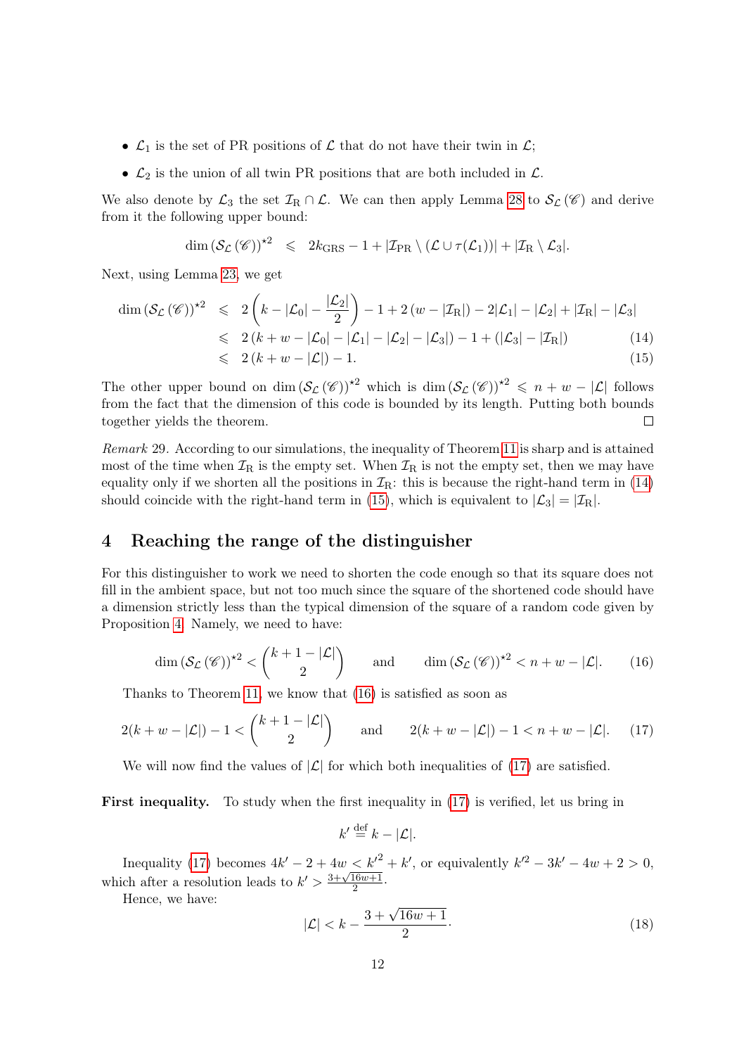- $\mathcal{L}_1$ is the set of PR positions of $\mathcal{L}$ that do not have their twin in $\mathcal{L}$;
- $\mathcal{L}_2$ is the union of all twin PR positions that are both included in $\mathcal{L}$.

We also denote by $\mathcal{L}_3$ the set $\mathcal{I}_{\mathrm{R}} \cap \mathcal{L}$. We can then apply Lemma 28 to $\mathcal{S}_{\mathcal{L}}(\mathscr{C})$ and derive from it the following upper bound:

$$\dim \left(\mathcal{S}_{\mathcal{L}}(\mathscr{C})\right)^{\star 2} \leqslant 2k_{\mathrm{GRS}} - 1 + |\mathcal{I}_{\mathrm{PR}} \setminus (\mathcal{L} \cup \tau(\mathcal{L}_1))| + |\mathcal{I}_{\mathrm{R}} \setminus \mathcal{L}_3|.$$

Next, using Lemma 23, we get

$$\begin{aligned}
\dim \left(\mathcal{S}_{\mathcal{L}}(\mathscr{C})\right)^{\star 2} &\leqslant 2\left(k - |\mathcal{L}_0| - \frac{|\mathcal{L}_2|}{2}\right) - 1 + 2\left(w - |\mathcal{I}_{\mathrm{R}}|\right) - 2|\mathcal{L}_1| - |\mathcal{L}_2| + |\mathcal{I}_{\mathrm{R}}| - |\mathcal{L}_3| \\
&\leqslant 2\left(k + w - |\mathcal{L}_0| - |\mathcal{L}_1| - |\mathcal{L}_2| - |\mathcal{L}_3|\right) - 1 + (|\mathcal{L}_3| - |\mathcal{I}_{\mathrm{R}}|) \qquad (14) \\
&\leqslant 2\left(k + w - |\mathcal{L}|\right) - 1. \qquad (15)
\end{aligned}$$

The other upper bound on $\dim \left(\mathcal{S}_{\mathcal{L}}(\mathscr{C})\right)^{\star 2}$ which is $\dim \left(\mathcal{S}_{\mathcal{L}}(\mathscr{C})\right)^{\star 2} \leqslant n + w - |\mathcal{L}|$ follows from the fact that the dimension of this code is bounded by its length. Putting both bounds together yields the theorem. $\square$

*Remark* 29. According to our simulations, the inequality of Theorem 11 is sharp and is attained most of the time when $\mathcal{I}_{\mathrm{R}}$ is the empty set. When $\mathcal{I}_{\mathrm{R}}$ is not the empty set, then we may have equality only if we shorten all the positions in $\mathcal{I}_{\mathrm{R}}$: this is because the right-hand term in (14) should coincide with the right-hand term in (15), which is equivalent to $|\mathcal{L}_3| = |\mathcal{I}_{\mathrm{R}}|$.

## 4 Reaching the range of the distinguisher

For this distinguisher to work we need to shorten the code enough so that its square does not fill in the ambient space, but not too much since the square of the shortened code should have a dimension strictly less than the typical dimension of the square of a random code given by Proposition 4. Namely, we need to have:

$$\dim \left(\mathcal{S}_{\mathcal{L}}(\mathscr{C})\right)^{\star 2} < \binom{k+1-|\mathcal{L}|}{2} \quad \text{and} \quad \dim \left(\mathcal{S}_{\mathcal{L}}(\mathscr{C})\right)^{\star 2} < n + w - |\mathcal{L}|. \qquad (16)$$

Thanks to Theorem 11, we know that (16) is satisfied as soon as

$$2(k + w - |\mathcal{L}|) - 1 < \binom{k+1-|\mathcal{L}|}{2} \quad \text{and} \quad 2(k + w - |\mathcal{L}|) - 1 < n + w - |\mathcal{L}|. \qquad (17)$$

We will now find the values of $|\mathcal{L}|$ for which both inequalities of (17) are satisfied.

**First inequality.** To study when the first inequality in (17) is verified, let us bring in

$$k' \stackrel{\text{def}}{=} k - |\mathcal{L}|.$$

Inequality (17) becomes $4k' - 2 + 4w < k'^2 + k'$, or equivalently $k'^2 - 3k' - 4w + 2 > 0$, which after a resolution leads to $k' > \frac{3+\sqrt{16w+1}}{2}$.

Hence, we have:

$$|\mathcal{L}| < k - \frac{3 + \sqrt{16w+1}}{2}. \qquad (18)$$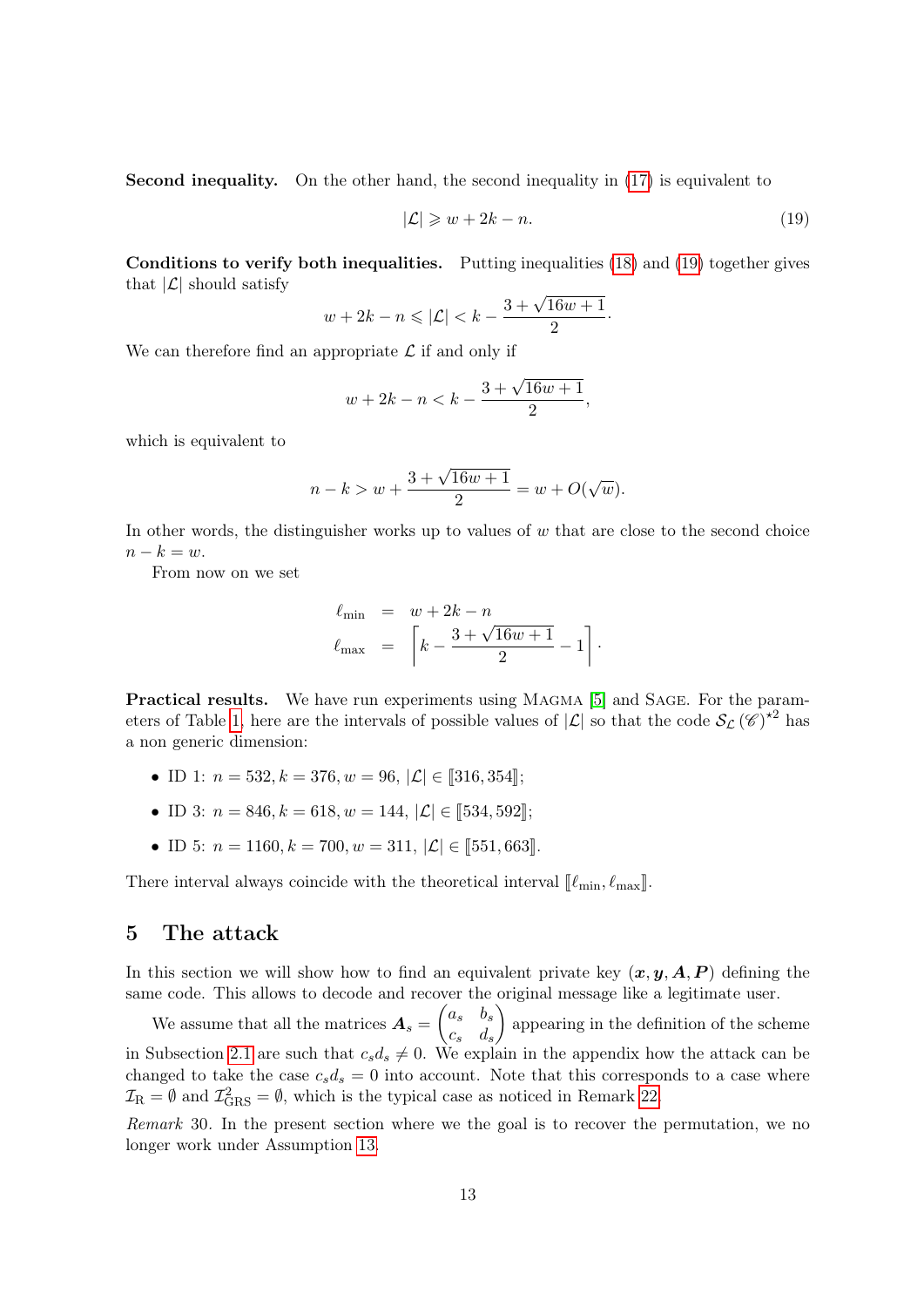**Second inequality.** On the other hand, the second inequality in (17) is equivalent to

$$|\mathcal{L}| \geqslant w + 2k - n. \tag{19}$$

**Conditions to verify both inequalities.** Putting inequalities (18) and (19) together gives that $|\mathcal{L}|$ should satisfy

$$w + 2k - n \leqslant |\mathcal{L}| < k - \frac{3 + \sqrt{16w+1}}{2}.$$

We can therefore find an appropriate $\mathcal{L}$ if and only if

$$w + 2k - n < k - \frac{3 + \sqrt{16w+1}}{2},$$

which is equivalent to

$$n - k > w + \frac{3 + \sqrt{16w+1}}{2} = w + O(\sqrt{w}).$$

In other words, the distinguisher works up to values of $w$ that are close to the second choice $n - k = w$.

From now on we set

$$\begin{aligned} \ell_{\min} &= w + 2k - n \\ \ell_{\max} &= \left\lceil k - \frac{3 + \sqrt{16w+1}}{2} - 1 \right\rceil. \end{aligned}$$

**Practical results.** We have run experiments using Magma [5] and Sage. For the parameters of Table 1, here are the intervals of possible values of $|\mathcal{L}|$ so that the code $\mathcal{S}_{\mathcal{L}}(\mathscr{C})^{\star 2}$ has a non generic dimension:

- ID 1: $n = 532, k = 376, w = 96$, $|\mathcal{L}| \in [\![316, 354]\!]$;
- ID 3: $n = 846, k = 618, w = 144$, $|\mathcal{L}| \in [\![534, 592]\!]$;
- ID 5: $n = 1160, k = 700, w = 311$, $|\mathcal{L}| \in [\![551, 663]\!]$.

There interval always coincide with the theoretical interval $[\![\ell_{\min}, \ell_{\max}]\!]$.

## 5 The attack

In this section we will show how to find an equivalent private key $(\boldsymbol{x}, \boldsymbol{y}, \boldsymbol{A}, \boldsymbol{P})$ defining the same code. This allows to decode and recover the original message like a legitimate user.

We assume that all the matrices $\boldsymbol{A}_s = \begin{pmatrix} a_s & b_s \\ c_s & d_s \end{pmatrix}$ appearing in the definition of the scheme in Subsection 2.1 are such that $c_s d_s \neq 0$. We explain in the appendix how the attack can be changed to take the case $c_s d_s = 0$ into account. Note that this corresponds to a case where $\mathcal{I}_{\mathrm{R}} = \emptyset$ and $\mathcal{I}_{\mathrm{GRS}}^2 = \emptyset$, which is the typical case as noticed in Remark 22.

*Remark* 30. In the present section where we the goal is to recover the permutation, we no longer work under Assumption 13.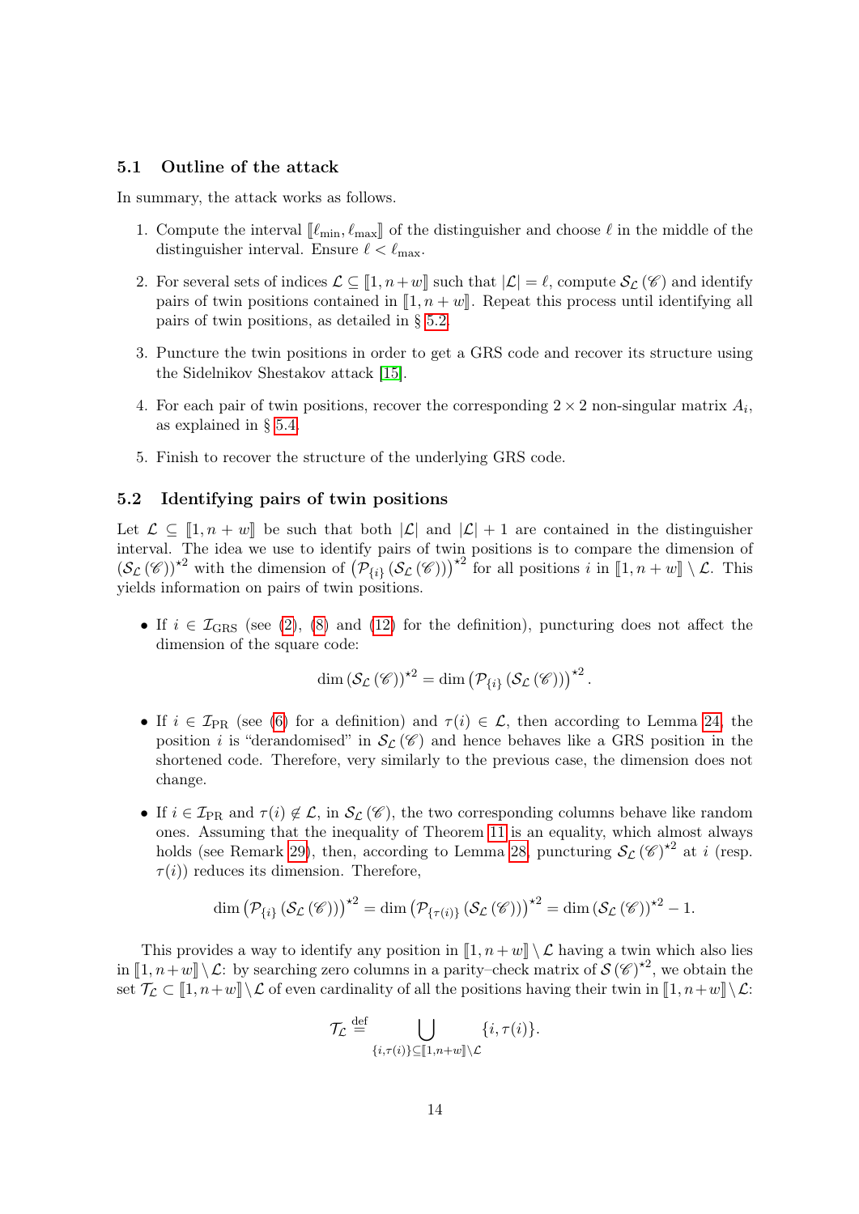### 5.1 Outline of the attack

In summary, the attack works as follows.

1. Compute the interval $[\![\ell_{\min}, \ell_{\max}]\!]$ of the distinguisher and choose $\ell$ in the middle of the distinguisher interval. Ensure $\ell < \ell_{\max}$.
2. For several sets of indices $\mathcal{L} \subseteq [\![1, n+w]\!]$ such that $|\mathcal{L}| = \ell$, compute $\mathcal{S}_{\mathcal{L}}(\mathscr{C})$ and identify pairs of twin positions contained in $[\![1, n+w]\!]$. Repeat this process until identifying all pairs of twin positions, as detailed in § 5.2.
3. Puncture the twin positions in order to get a GRS code and recover its structure using the Sidelnikov Shestakov attack [15].
4. For each pair of twin positions, recover the corresponding $2 \times 2$ non-singular matrix $A_i$, as explained in § 5.4.
5. Finish to recover the structure of the underlying GRS code.

### 5.2 Identifying pairs of twin positions

Let $\mathcal{L} \subseteq [\![1, n+w]\!]$ be such that both $|\mathcal{L}|$ and $|\mathcal{L}|+1$ are contained in the distinguisher interval. The idea we use to identify pairs of twin positions is to compare the dimension of $(\mathcal{S}_{\mathcal{L}}(\mathscr{C}))^{\star 2}$ with the dimension of $\left(\mathcal{P}_{\{i\}}(\mathcal{S}_{\mathcal{L}}(\mathscr{C}))\right)^{\star 2}$ for all positions $i$ in $[\![1, n+w]\!] \setminus \mathcal{L}$. This yields information on pairs of twin positions.

- If $i \in \mathcal{I}_{\mathrm{GRS}}$ (see (2), (8) and (12) for the definition), puncturing does not affect the dimension of the square code:

$$\dim (\mathcal{S}_{\mathcal{L}}(\mathscr{C}))^{\star 2} = \dim \left(\mathcal{P}_{\{i\}}(\mathcal{S}_{\mathcal{L}}(\mathscr{C}))\right)^{\star 2}.$$

- If $i \in \mathcal{I}_{\mathrm{PR}}$ (see (6) for a definition) and $\tau(i) \in \mathcal{L}$, then according to Lemma 24, the position $i$ is "derandomised" in $\mathcal{S}_{\mathcal{L}}(\mathscr{C})$ and hence behaves like a GRS position in the shortened code. Therefore, very similarly to the previous case, the dimension does not change.
- If $i \in \mathcal{I}_{\mathrm{PR}}$ and $\tau(i) \notin \mathcal{L}$, in $\mathcal{S}_{\mathcal{L}}(\mathscr{C})$, the two corresponding columns behave like random ones. Assuming that the inequality of Theorem 11 is an equality, which almost always holds (see Remark 29), then, according to Lemma 28, puncturing $\mathcal{S}_{\mathcal{L}}(\mathscr{C})^{\star 2}$ at $i$ (resp. $\tau(i)$) reduces its dimension. Therefore,

$$\dim \left(\mathcal{P}_{\{i\}}(\mathcal{S}_{\mathcal{L}}(\mathscr{C}))\right)^{\star 2} = \dim \left(\mathcal{P}_{\{\tau(i)\}}(\mathcal{S}_{\mathcal{L}}(\mathscr{C}))\right)^{\star 2} = \dim (\mathcal{S}_{\mathcal{L}}(\mathscr{C}))^{\star 2} - 1.$$

This provides a way to identify any position in $[\![1, n+w]\!] \setminus \mathcal{L}$ having a twin which also lies in $[\![1, n+w]\!] \setminus \mathcal{L}$: by searching zero columns in a parity–check matrix of $\mathcal{S}(\mathscr{C})^{\star 2}$, we obtain the set $\mathcal{T}_{\mathcal{L}} \subset [\![1, n+w]\!] \setminus \mathcal{L}$ of even cardinality of all the positions having their twin in $[\![1, n+w]\!] \setminus \mathcal{L}$:

$$\mathcal{T}_{\mathcal{L}} \stackrel{\text{def}}{=} \bigcup_{\{i, \tau(i)\} \subseteq [\![1, n+w]\!] \setminus \mathcal{L}} \{i, \tau(i)\}.$$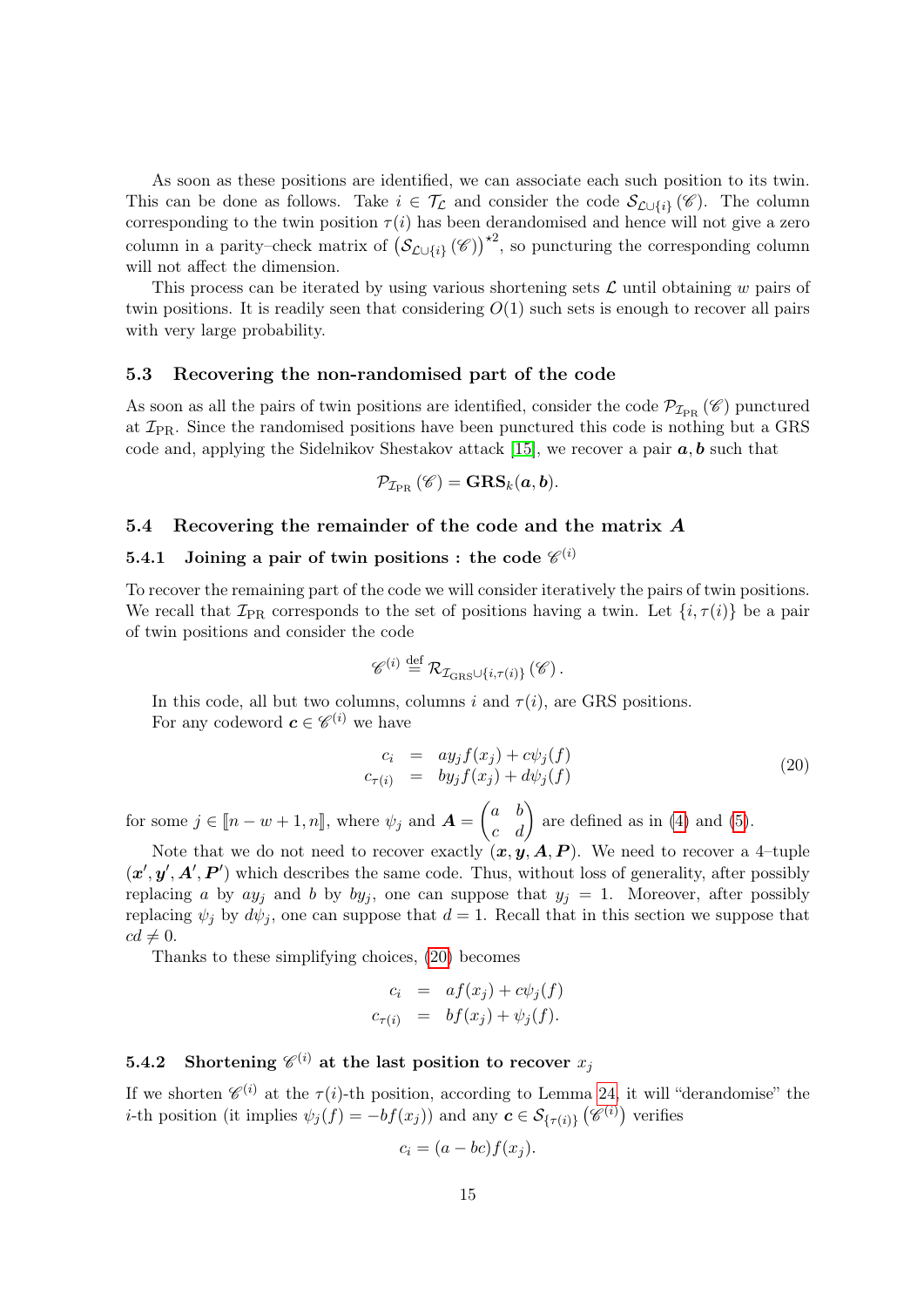As soon as these positions are identified, we can associate each such position to its twin. This can be done as follows. Take $i \in \mathcal{T}_{\mathcal{L}}$ and consider the code $\mathcal{S}_{\mathcal{L}\cup\{i\}}(\mathscr{C})$. The column corresponding to the twin position $\tau(i)$ has been derandomised and hence will not give a zero column in a parity–check matrix of $\left(\mathcal{S}_{\mathcal{L}\cup\{i\}}(\mathscr{C})\right)^{\star 2}$, so puncturing the corresponding column will not affect the dimension.

This process can be iterated by using various shortening sets $\mathcal{L}$ until obtaining $w$ pairs of twin positions. It is readily seen that considering $O(1)$ such sets is enough to recover all pairs with very large probability.

### 5.3 Recovering the non-randomised part of the code

As soon as all the pairs of twin positions are identified, consider the code $\mathcal{P}_{\mathcal{I}_{\mathrm{PR}}}(\mathscr{C})$ punctured at $\mathcal{I}_{\mathrm{PR}}$. Since the randomised positions have been punctured this code is nothing but a GRS code and, applying the Sidelnikov Shestakov attack [15], we recover a pair $\boldsymbol{a}, \boldsymbol{b}$ such that

$$\mathcal{P}_{\mathcal{I}_{\mathrm{PR}}}(\mathscr{C}) = \mathbf{GRS}_k(\boldsymbol{a}, \boldsymbol{b}).$$

### 5.4 Recovering the remainder of the code and the matrix $\boldsymbol{A}$

#### 5.4.1 Joining a pair of twin positions : the code $\mathscr{C}^{(i)}$

To recover the remaining part of the code we will consider iteratively the pairs of twin positions. We recall that $\mathcal{I}_{\mathrm{PR}}$ corresponds to the set of positions having a twin. Let $\{i, \tau(i)\}$ be a pair of twin positions and consider the code

$$\mathscr{C}^{(i)} \stackrel{\text{def}}{=} \mathcal{R}_{\mathcal{I}_{\mathrm{GRS}}\cup\{i,\tau(i)\}}(\mathscr{C}).$$

In this code, all but two columns, columns $i$ and $\tau(i)$, are GRS positions.

For any codeword $\boldsymbol{c} \in \mathscr{C}^{(i)}$ we have

$$\begin{aligned} c_i &= a y_j f(x_j) + c\psi_j(f) \\ c_{\tau(i)} &= b y_j f(x_j) + d\psi_j(f) \end{aligned} \tag{20}$$

for some $j \in [\![n-w+1, n]\!]$, where $\psi_j$ and $\boldsymbol{A} = \begin{pmatrix} a & b \\ c & d \end{pmatrix}$ are defined as in (4) and (5).

Note that we do not need to recover exactly $(\boldsymbol{x}, \boldsymbol{y}, \boldsymbol{A}, \boldsymbol{P})$. We need to recover a 4–tuple $(\boldsymbol{x}', \boldsymbol{y}', \boldsymbol{A}', \boldsymbol{P}')$ which describes the same code. Thus, without loss of generality, after possibly replacing $a$ by $ay_j$ and $b$ by $by_j$, one can suppose that $y_j = 1$. Moreover, after possibly replacing $\psi_j$ by $d\psi_j$, one can suppose that $d = 1$. Recall that in this section we suppose that $cd \neq 0$.

Thanks to these simplifying choices, (20) becomes

$$\begin{aligned} c_i &= a f(x_j) + c\psi_j(f) \\ c_{\tau(i)} &= b f(x_j) + \psi_j(f). \end{aligned}$$

#### 5.4.2 Shortening $\mathscr{C}^{(i)}$ at the last position to recover $x_j$

If we shorten $\mathscr{C}^{(i)}$ at the $\tau(i)$-th position, according to Lemma 24, it will "derandomise" the $i$-th position (it implies $\psi_j(f) = -bf(x_j)$) and any $\boldsymbol{c} \in \mathcal{S}_{\{\tau(i)\}}\left(\mathscr{C}^{(i)}\right)$ verifies

$$c_i = (a - bc) f(x_j).$$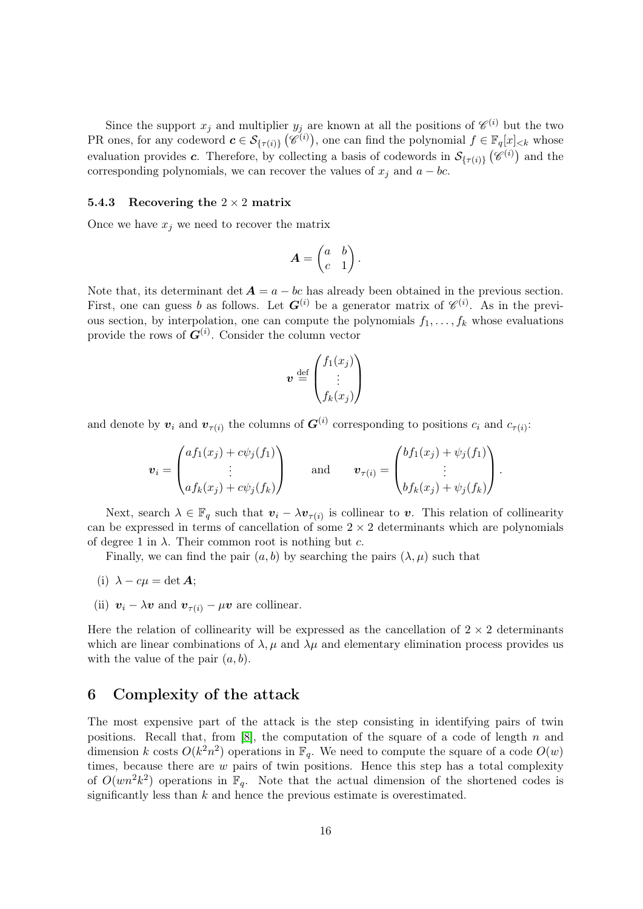Since the support $x_j$ and multiplier $y_j$ are known at all the positions of $\mathscr{C}^{(i)}$ but the two PR ones, for any codeword $\boldsymbol{c} \in \mathcal{S}_{\{\tau(i)\}}\left(\mathscr{C}^{(i)}\right)$, one can find the polynomial $f \in \mathbb{F}_q[x]_{<k}$ whose evaluation provides $\boldsymbol{c}$. Therefore, by collecting a basis of codewords in $\mathcal{S}_{\{\tau(i)\}}\left(\mathscr{C}^{(i)}\right)$ and the corresponding polynomials, we can recover the values of $x_j$ and $a - bc$.

### 5.4.3 Recovering the $2 \times 2$ matrix

Once we have $x_j$ we need to recover the matrix

$$\boldsymbol{A} = \begin{pmatrix} a & b \\ c & 1 \end{pmatrix}.$$

Note that, its determinant $\det \boldsymbol{A} = a - bc$ has already been obtained in the previous section. First, one can guess $b$ as follows. Let $\boldsymbol{G}^{(i)}$ be a generator matrix of $\mathscr{C}^{(i)}$. As in the previous section, by interpolation, one can compute the polynomials $f_1, \dots, f_k$ whose evaluations provide the rows of $\boldsymbol{G}^{(i)}$. Consider the column vector

$$\boldsymbol{v} \stackrel{\text{def}}{=} \begin{pmatrix} f_1(x_j) \\ \vdots \\ f_k(x_j) \end{pmatrix}$$

and denote by $\boldsymbol{v}_i$ and $\boldsymbol{v}_{\tau(i)}$ the columns of $\boldsymbol{G}^{(i)}$ corresponding to positions $c_i$ and $c_{\tau(i)}$:

$$\boldsymbol{v}_i = \begin{pmatrix} af_1(x_j) + c\psi_j(f_1) \\ \vdots \\ af_k(x_j) + c\psi_j(f_k) \end{pmatrix} \qquad \text{and} \qquad \boldsymbol{v}_{\tau(i)} = \begin{pmatrix} bf_1(x_j) + \psi_j(f_1) \\ \vdots \\ bf_k(x_j) + \psi_j(f_k) \end{pmatrix}.$$

Next, search $\lambda \in \mathbb{F}_q$ such that $\boldsymbol{v}_i - \lambda \boldsymbol{v}_{\tau(i)}$ is collinear to $\boldsymbol{v}$. This relation of collinearity can be expressed in terms of cancellation of some $2 \times 2$ determinants which are polynomials of degree 1 in $\lambda$. Their common root is nothing but $c$.

Finally, we can find the pair $(a, b)$ by searching the pairs $(\lambda, \mu)$ such that

(i) $\lambda - c\mu = \det \boldsymbol{A}$;

(ii) $\boldsymbol{v}_i - \lambda \boldsymbol{v}$ and $\boldsymbol{v}_{\tau(i)} - \mu \boldsymbol{v}$ are collinear.

Here the relation of collinearity will be expressed as the cancellation of $2 \times 2$ determinants which are linear combinations of $\lambda, \mu$ and $\lambda\mu$ and elementary elimination process provides us with the value of the pair $(a, b)$.

## 6 Complexity of the attack

The most expensive part of the attack is the step consisting in identifying pairs of twin positions. Recall that, from [8], the computation of the square of a code of length $n$ and dimension $k$ costs $O(k^2 n^2)$ operations in $\mathbb{F}_q$. We need to compute the square of a code $O(w)$ times, because there are $w$ pairs of twin positions. Hence this step has a total complexity of $O(wn^2k^2)$ operations in $\mathbb{F}_q$. Note that the actual dimension of the shortened codes is significantly less than $k$ and hence the previous estimate is overestimated.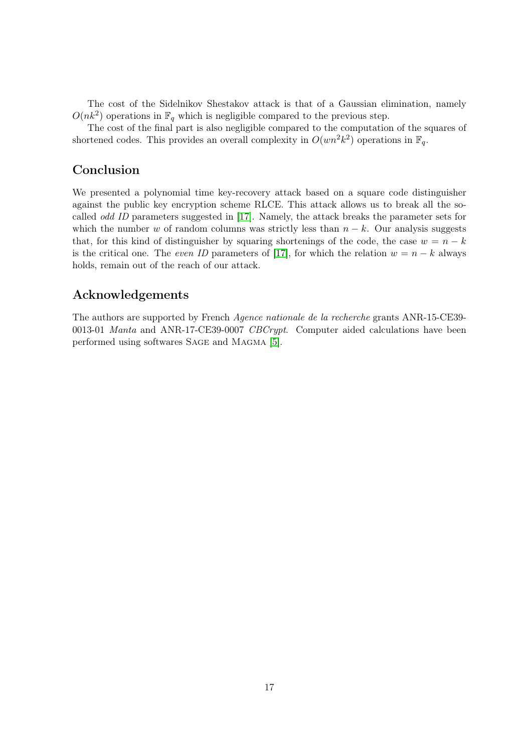The cost of the Sidelnikov Shestakov attack is that of a Gaussian elimination, namely $O(nk^2)$ operations in $\mathbb{F}_q$ which is negligible compared to the previous step.

The cost of the final part is also negligible compared to the computation of the squares of shortened codes. This provides an overall complexity in $O(wn^2k^2)$ operations in $\mathbb{F}_q$.

## Conclusion

We presented a polynomial time key-recovery attack based on a square code distinguisher against the public key encryption scheme RLCE. This attack allows us to break all the so-called *odd ID* parameters suggested in [17]. Namely, the attack breaks the parameter sets for which the number $w$ of random columns was strictly less than $n - k$. Our analysis suggests that, for this kind of distinguisher by squaring shortenings of the code, the case $w = n - k$ is the critical one. The *even ID* parameters of [17], for which the relation $w = n - k$ always holds, remain out of the reach of our attack.

## Acknowledgements

The authors are supported by French *Agence nationale de la recherche* grants ANR-15-CE39-0013-01 *Manta* and ANR-17-CE39-0007 *CBCrypt*. Computer aided calculations have been performed using softwares Sage and Magma [5].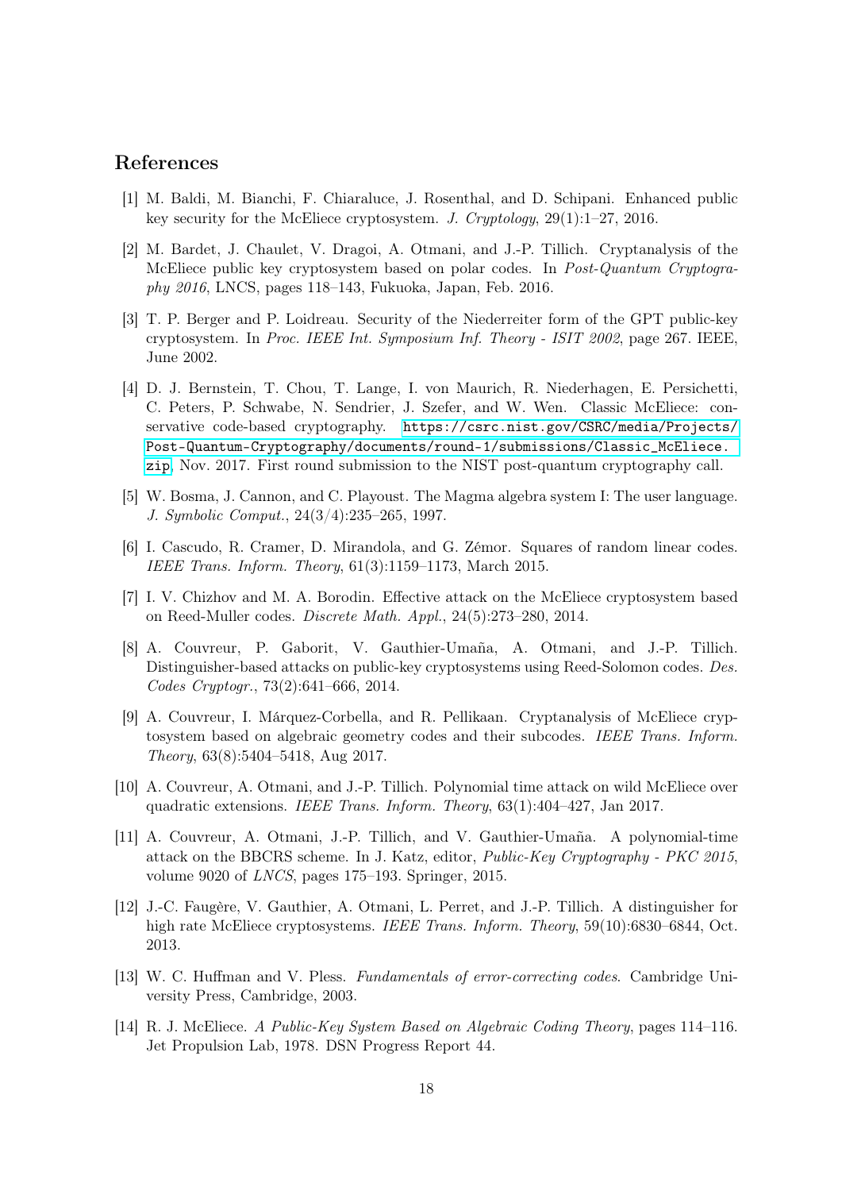## References

[1] M. Baldi, M. Bianchi, F. Chiaraluce, J. Rosenthal, and D. Schipani. Enhanced public key security for the McEliece cryptosystem. *J. Cryptology*, 29(1):1–27, 2016.

[2] M. Bardet, J. Chaulet, V. Dragoi, A. Otmani, and J.-P. Tillich. Cryptanalysis of the McEliece public key cryptosystem based on polar codes. In *Post-Quantum Cryptography 2016*, LNCS, pages 118–143, Fukuoka, Japan, Feb. 2016.

[3] T. P. Berger and P. Loidreau. Security of the Niederreiter form of the GPT public-key cryptosystem. In *Proc. IEEE Int. Symposium Inf. Theory - ISIT 2002*, page 267. IEEE, June 2002.

[4] D. J. Bernstein, T. Chou, T. Lange, I. von Maurich, R. Niederhagen, E. Persichetti, C. Peters, P. Schwabe, N. Sendrier, J. Szefer, and W. Wen. Classic McEliece: conservative code-based cryptography. https://csrc.nist.gov/CSRC/media/Projects/Post-Quantum-Cryptography/documents/round-1/submissions/Classic_McEliece.zip, Nov. 2017. First round submission to the NIST post-quantum cryptography call.

[5] W. Bosma, J. Cannon, and C. Playoust. The Magma algebra system I: The user language. *J. Symbolic Comput.*, 24(3/4):235–265, 1997.

[6] I. Cascudo, R. Cramer, D. Mirandola, and G. Zémor. Squares of random linear codes. *IEEE Trans. Inform. Theory*, 61(3):1159–1173, March 2015.

[7] I. V. Chizhov and M. A. Borodin. Effective attack on the McEliece cryptosystem based on Reed-Muller codes. *Discrete Math. Appl.*, 24(5):273–280, 2014.

[8] A. Couvreur, P. Gaborit, V. Gauthier-Umaña, A. Otmani, and J.-P. Tillich. Distinguisher-based attacks on public-key cryptosystems using Reed-Solomon codes. *Des. Codes Cryptogr.*, 73(2):641–666, 2014.

[9] A. Couvreur, I. Márquez-Corbella, and R. Pellikaan. Cryptanalysis of McEliece cryptosystem based on algebraic geometry codes and their subcodes. *IEEE Trans. Inform. Theory*, 63(8):5404–5418, Aug 2017.

[10] A. Couvreur, A. Otmani, and J.-P. Tillich. Polynomial time attack on wild McEliece over quadratic extensions. *IEEE Trans. Inform. Theory*, 63(1):404–427, Jan 2017.

[11] A. Couvreur, A. Otmani, J.-P. Tillich, and V. Gauthier-Umaña. A polynomial-time attack on the BBCRS scheme. In J. Katz, editor, *Public-Key Cryptography - PKC 2015*, volume 9020 of *LNCS*, pages 175–193. Springer, 2015.

[12] J.-C. Faugère, V. Gauthier, A. Otmani, L. Perret, and J.-P. Tillich. A distinguisher for high rate McEliece cryptosystems. *IEEE Trans. Inform. Theory*, 59(10):6830–6844, Oct. 2013.

[13] W. C. Huffman and V. Pless. *Fundamentals of error-correcting codes*. Cambridge University Press, Cambridge, 2003.

[14] R. J. McEliece. *A Public-Key System Based on Algebraic Coding Theory*, pages 114–116. Jet Propulsion Lab, 1978. DSN Progress Report 44.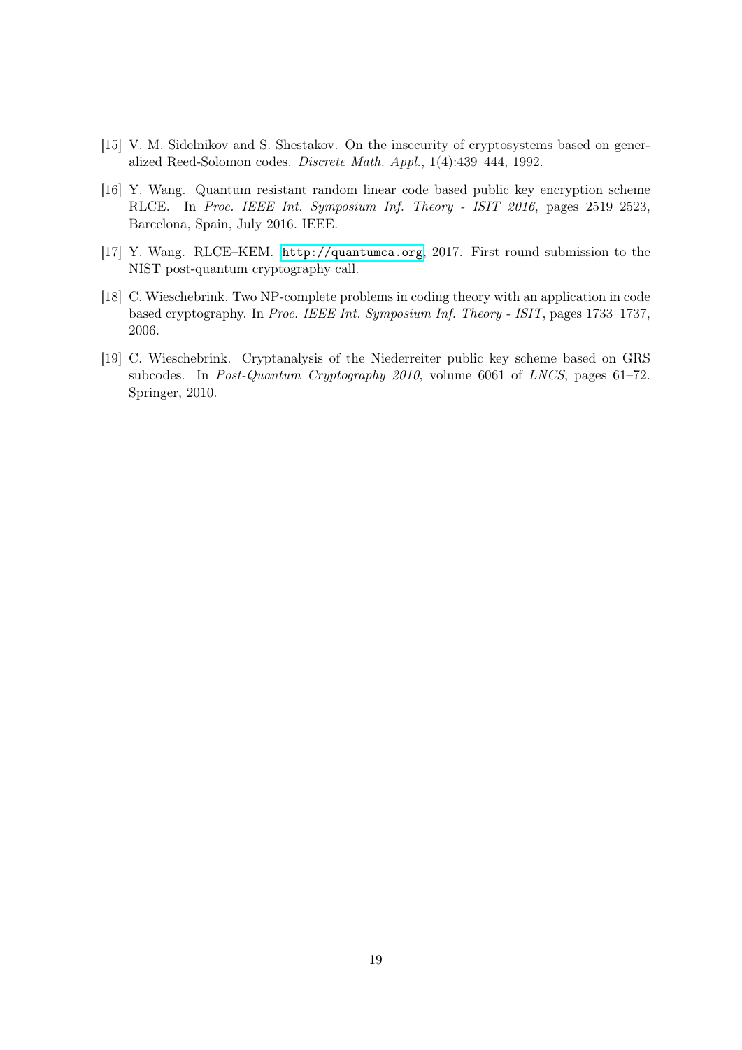[15] V. M. Sidelnikov and S. Shestakov. On the insecurity of cryptosystems based on generalized Reed-Solomon codes. *Discrete Math. Appl.*, 1(4):439–444, 1992.

[16] Y. Wang. Quantum resistant random linear code based public key encryption scheme RLCE. In *Proc. IEEE Int. Symposium Inf. Theory - ISIT 2016*, pages 2519–2523, Barcelona, Spain, July 2016. IEEE.

[17] Y. Wang. RLCE–KEM. http://quantumca.org, 2017. First round submission to the NIST post-quantum cryptography call.

[18] C. Wieschebrink. Two NP-complete problems in coding theory with an application in code based cryptography. In *Proc. IEEE Int. Symposium Inf. Theory - ISIT*, pages 1733–1737, 2006.

[19] C. Wieschebrink. Cryptanalysis of the Niederreiter public key scheme based on GRS subcodes. In *Post-Quantum Cryptography 2010*, volume 6061 of *LNCS*, pages 61–72. Springer, 2010.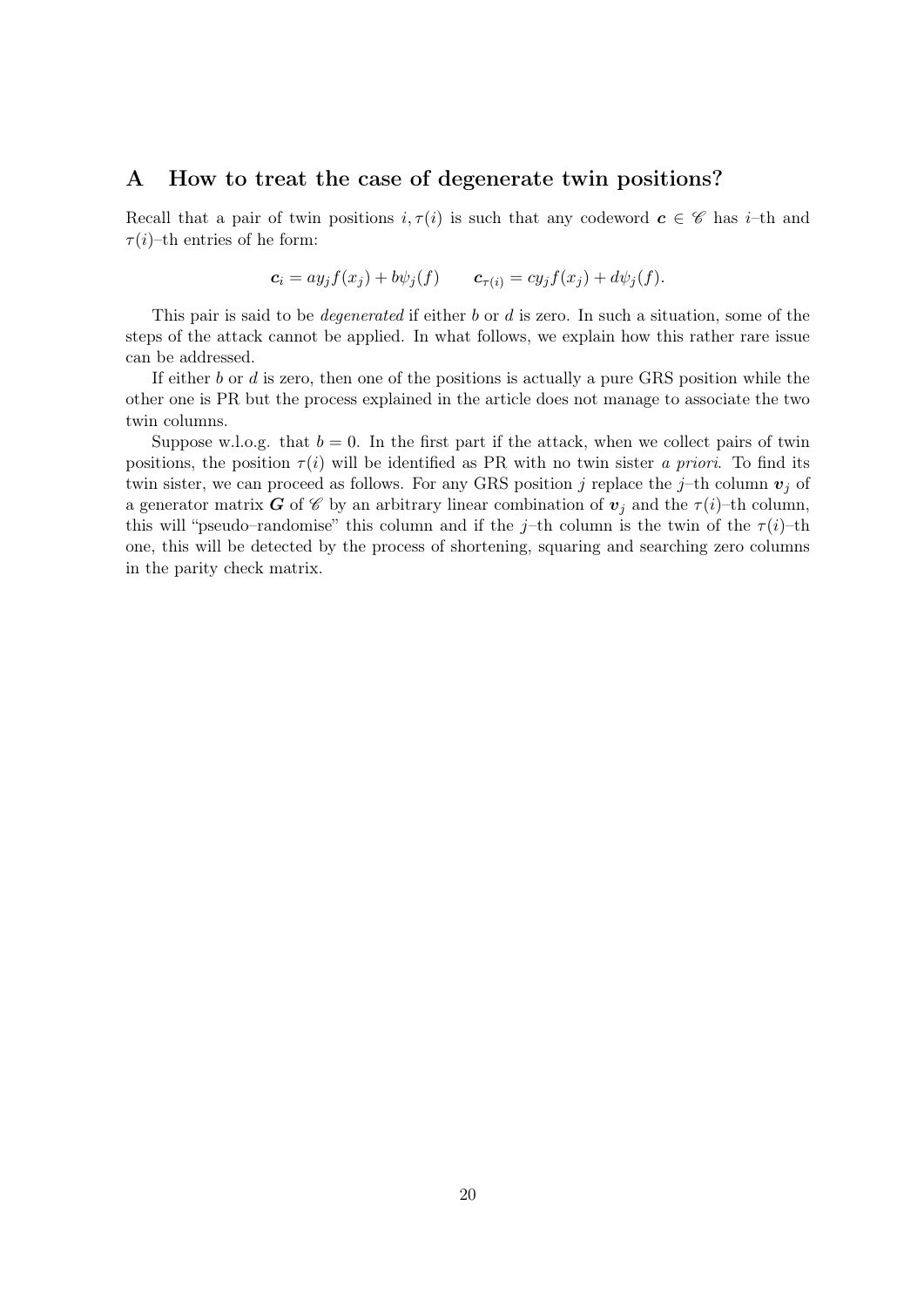## A How to treat the case of degenerate twin positions?

Recall that a pair of twin positions $i, \tau(i)$ is such that any codeword $\boldsymbol{c} \in \mathscr{C}$ has $i$–th and $\tau(i)$–th entries of he form:

$$\boldsymbol{c}_i = a y_j f(x_j) + b \psi_j(f) \qquad \boldsymbol{c}_{\tau(i)} = c y_j f(x_j) + d \psi_j(f).$$

This pair is said to be *degenerated* if either $b$ or $d$ is zero. In such a situation, some of the steps of the attack cannot be applied. In what follows, we explain how this rather rare issue can be addressed.

If either $b$ or $d$ is zero, then one of the positions is actually a pure GRS position while the other one is PR but the process explained in the article does not manage to associate the two twin columns.

Suppose w.l.o.g. that $b = 0$. In the first part if the attack, when we collect pairs of twin positions, the position $\tau(i)$ will be identified as PR with no twin sister *a priori*. To find its twin sister, we can proceed as follows. For any GRS position $j$ replace the $j$–th column $\boldsymbol{v}_j$ of a generator matrix $\boldsymbol{G}$ of $\mathscr{C}$ by an arbitrary linear combination of $\boldsymbol{v}_j$ and the $\tau(i)$–th column, this will "pseudo–randomise" this column and if the $j$–th column is the twin of the $\tau(i)$–th one, this will be detected by the process of shortening, squaring and searching zero columns in the parity check matrix.